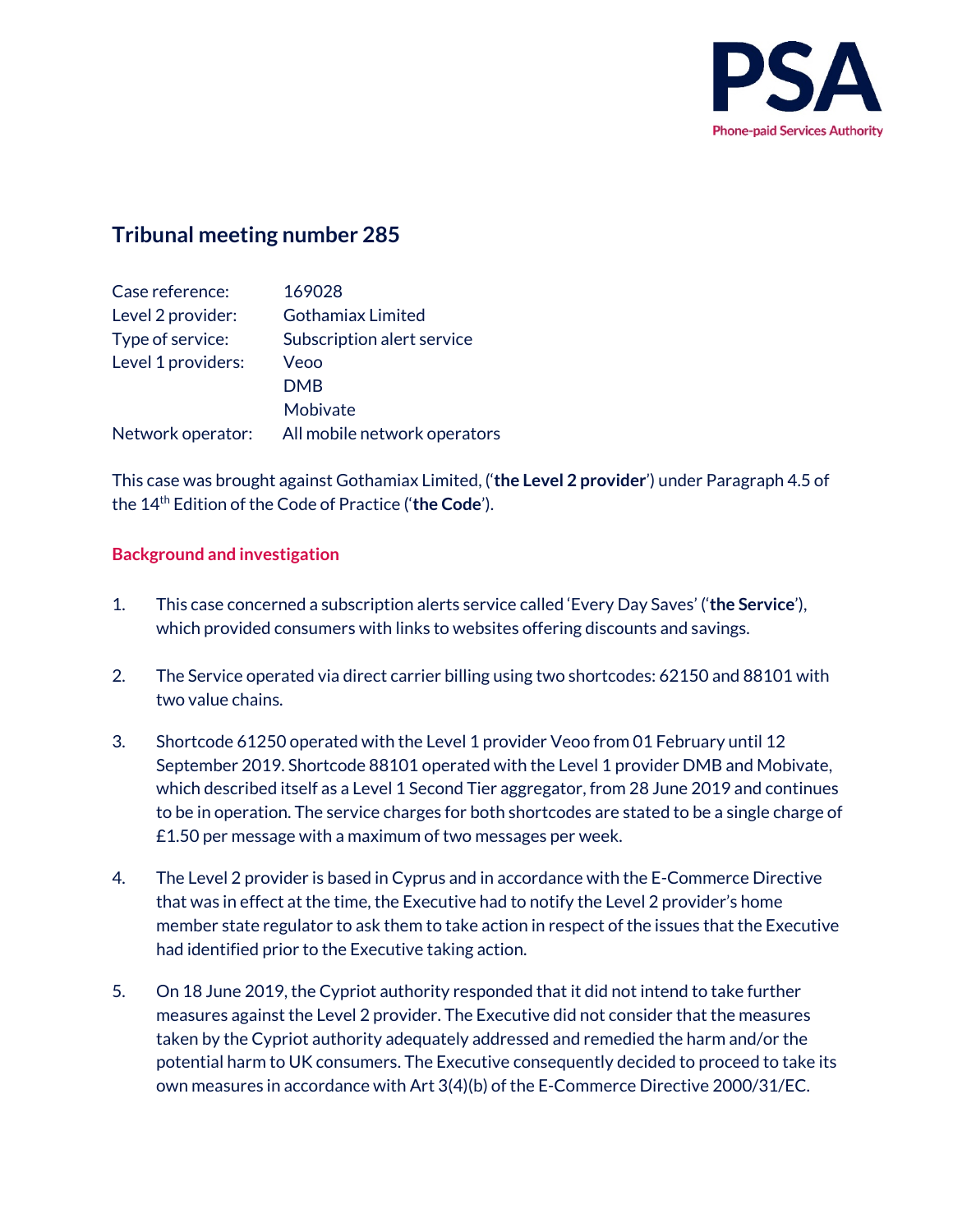# Tribunal meeting number 285

| | |
|---|---|
| Case reference: | 169028 |
| Level 2 provider: | Gothamiax Limited |
| Type of service: | Subscription alert service |
| Level 1 providers: | Veoo<br>DMB<br>Mobivate |
| Network operator: | All mobile network operators |

This case was brought against Gothamiax Limited, ('**the Level 2 provider**') under Paragraph 4.5 of the 14th Edition of the Code of Practice ('**the Code**').

## Background and investigation

1. This case concerned a subscription alerts service called 'Every Day Saves' ('**the Service**'), which provided consumers with links to websites offering discounts and savings.

2. The Service operated via direct carrier billing using two shortcodes: 62150 and 88101 with two value chains.

3. Shortcode 61250 operated with the Level 1 provider Veoo from 01 February until 12 September 2019. Shortcode 88101 operated with the Level 1 provider DMB and Mobivate, which described itself as a Level 1 Second Tier aggregator, from 28 June 2019 and continues to be in operation. The service charges for both shortcodes are stated to be a single charge of £1.50 per message with a maximum of two messages per week.

4. The Level 2 provider is based in Cyprus and in accordance with the E-Commerce Directive that was in effect at the time, the Executive had to notify the Level 2 provider's home member state regulator to ask them to take action in respect of the issues that the Executive had identified prior to the Executive taking action.

5. On 18 June 2019, the Cypriot authority responded that it did not intend to take further measures against the Level 2 provider. The Executive did not consider that the measures taken by the Cypriot authority adequately addressed and remedied the harm and/or the potential harm to UK consumers. The Executive consequently decided to proceed to take its own measures in accordance with Art 3(4)(b) of the E-Commerce Directive 2000/31/EC.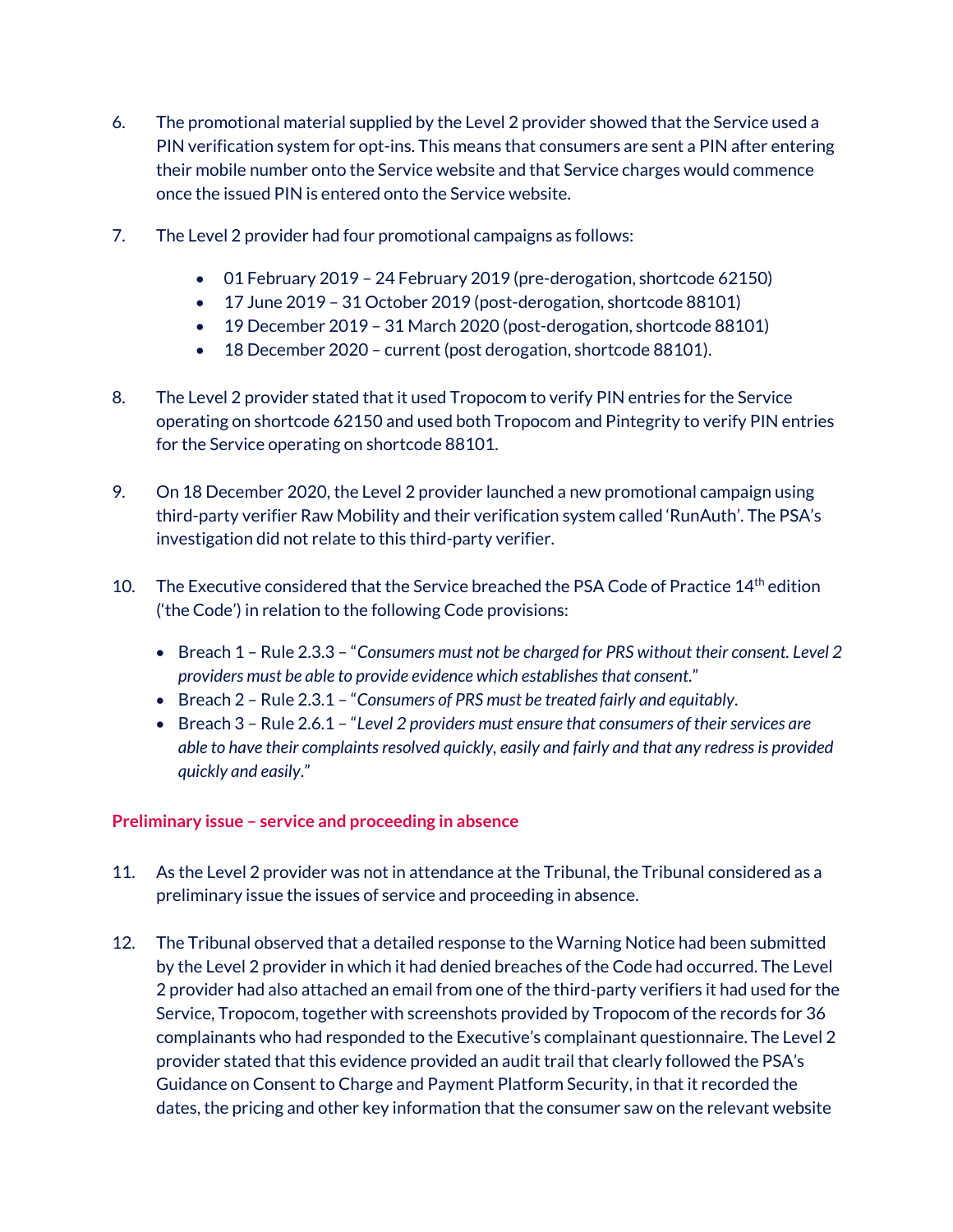6. The promotional material supplied by the Level 2 provider showed that the Service used a PIN verification system for opt-ins. This means that consumers are sent a PIN after entering their mobile number onto the Service website and that Service charges would commence once the issued PIN is entered onto the Service website.

7. The Level 2 provider had four promotional campaigns as follows:

   - 01 February 2019 – 24 February 2019 (pre-derogation, shortcode 62150)
   - 17 June 2019 – 31 October 2019 (post-derogation, shortcode 88101)
   - 19 December 2019 – 31 March 2020 (post-derogation, shortcode 88101)
   - 18 December 2020 – current (post derogation, shortcode 88101).

8. The Level 2 provider stated that it used Tropocom to verify PIN entries for the Service operating on shortcode 62150 and used both Tropocom and Pintegrity to verify PIN entries for the Service operating on shortcode 88101.

9. On 18 December 2020, the Level 2 provider launched a new promotional campaign using third-party verifier Raw Mobility and their verification system called 'RunAuth'. The PSA's investigation did not relate to this third-party verifier.

10. The Executive considered that the Service breached the PSA Code of Practice 14th edition ('the Code') in relation to the following Code provisions:

    - Breach 1 – Rule 2.3.3 – "*Consumers must not be charged for PRS without their consent. Level 2 providers must be able to provide evidence which establishes that consent.*"
    - Breach 2 – Rule 2.3.1 – "*Consumers of PRS must be treated fairly and equitably*.
    - Breach 3 – Rule 2.6.1 – "*Level 2 providers must ensure that consumers of their services are able to have their complaints resolved quickly, easily and fairly and that any redress is provided quickly and easily*."

## Preliminary issue – service and proceeding in absence

11. As the Level 2 provider was not in attendance at the Tribunal, the Tribunal considered as a preliminary issue the issues of service and proceeding in absence.

12. The Tribunal observed that a detailed response to the Warning Notice had been submitted by the Level 2 provider in which it had denied breaches of the Code had occurred. The Level 2 provider had also attached an email from one of the third-party verifiers it had used for the Service, Tropocom, together with screenshots provided by Tropocom of the records for 36 complainants who had responded to the Executive's complainant questionnaire. The Level 2 provider stated that this evidence provided an audit trail that clearly followed the PSA's Guidance on Consent to Charge and Payment Platform Security, in that it recorded the dates, the pricing and other key information that the consumer saw on the relevant website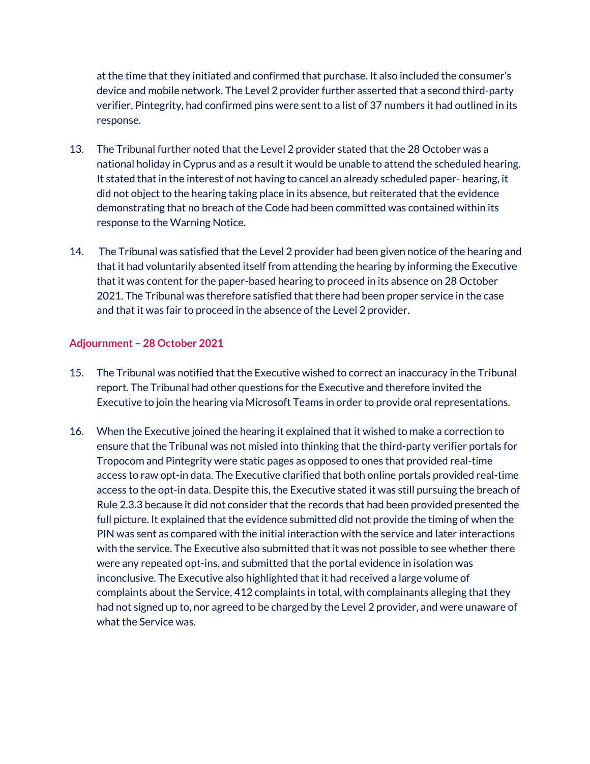at the time that they initiated and confirmed that purchase. It also included the consumer's device and mobile network. The Level 2 provider further asserted that a second third-party verifier, Pintegrity, had confirmed pins were sent to a list of 37 numbers it had outlined in its response.

13. The Tribunal further noted that the Level 2 provider stated that the 28 October was a national holiday in Cyprus and as a result it would be unable to attend the scheduled hearing. It stated that in the interest of not having to cancel an already scheduled paper- hearing, it did not object to the hearing taking place in its absence, but reiterated that the evidence demonstrating that no breach of the Code had been committed was contained within its response to the Warning Notice.

14. The Tribunal was satisfied that the Level 2 provider had been given notice of the hearing and that it had voluntarily absented itself from attending the hearing by informing the Executive that it was content for the paper-based hearing to proceed in its absence on 28 October 2021. The Tribunal was therefore satisfied that there had been proper service in the case and that it was fair to proceed in the absence of the Level 2 provider.

## Adjournment – 28 October 2021

15. The Tribunal was notified that the Executive wished to correct an inaccuracy in the Tribunal report. The Tribunal had other questions for the Executive and therefore invited the Executive to join the hearing via Microsoft Teams in order to provide oral representations.

16. When the Executive joined the hearing it explained that it wished to make a correction to ensure that the Tribunal was not misled into thinking that the third-party verifier portals for Tropocom and Pintegrity were static pages as opposed to ones that provided real-time access to raw opt-in data. The Executive clarified that both online portals provided real-time access to the opt-in data. Despite this, the Executive stated it was still pursuing the breach of Rule 2.3.3 because it did not consider that the records that had been provided presented the full picture. It explained that the evidence submitted did not provide the timing of when the PIN was sent as compared with the initial interaction with the service and later interactions with the service. The Executive also submitted that it was not possible to see whether there were any repeated opt-ins, and submitted that the portal evidence in isolation was inconclusive. The Executive also highlighted that it had received a large volume of complaints about the Service, 412 complaints in total, with complainants alleging that they had not signed up to, nor agreed to be charged by the Level 2 provider, and were unaware of what the Service was.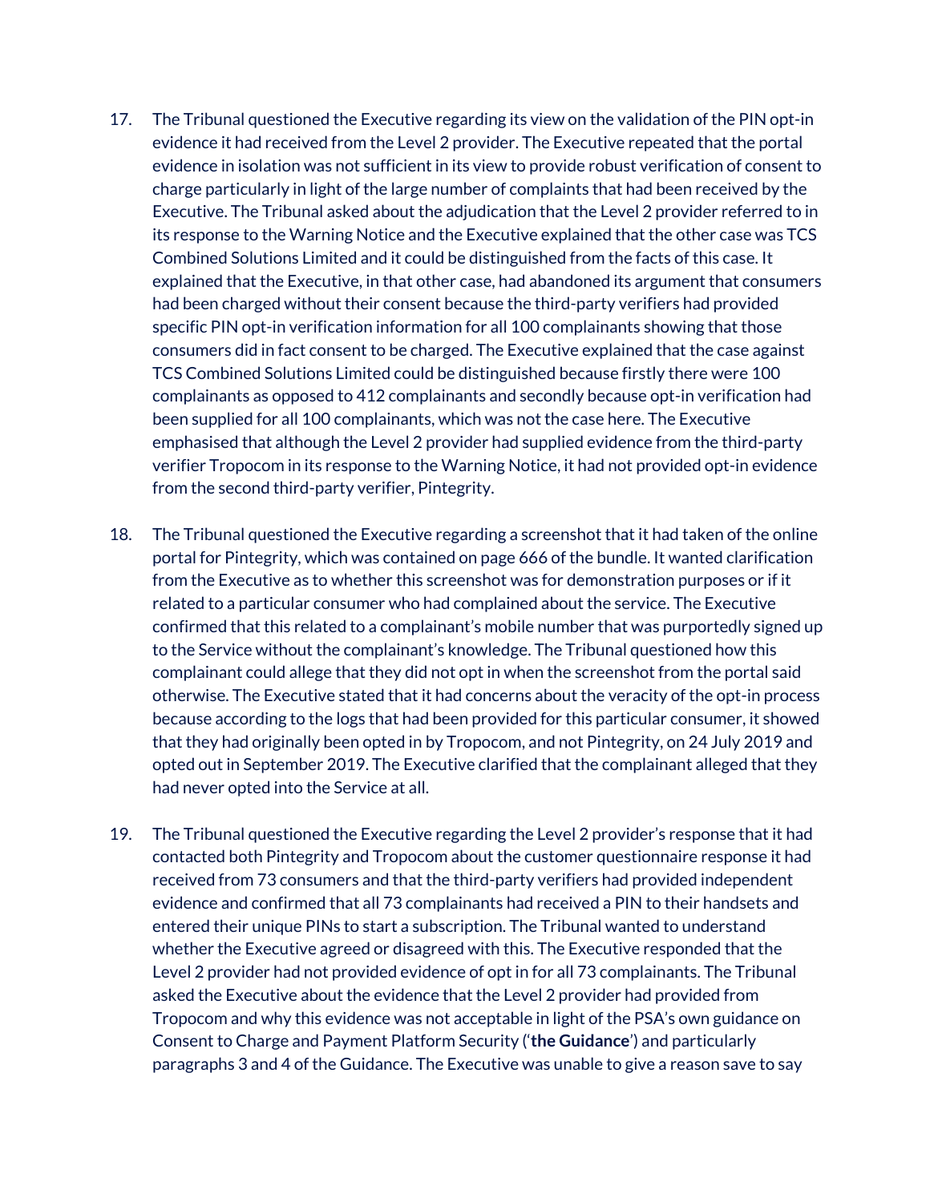17. The Tribunal questioned the Executive regarding its view on the validation of the PIN opt-in evidence it had received from the Level 2 provider. The Executive repeated that the portal evidence in isolation was not sufficient in its view to provide robust verification of consent to charge particularly in light of the large number of complaints that had been received by the Executive. The Tribunal asked about the adjudication that the Level 2 provider referred to in its response to the Warning Notice and the Executive explained that the other case was TCS Combined Solutions Limited and it could be distinguished from the facts of this case. It explained that the Executive, in that other case, had abandoned its argument that consumers had been charged without their consent because the third-party verifiers had provided specific PIN opt-in verification information for all 100 complainants showing that those consumers did in fact consent to be charged. The Executive explained that the case against TCS Combined Solutions Limited could be distinguished because firstly there were 100 complainants as opposed to 412 complainants and secondly because opt-in verification had been supplied for all 100 complainants, which was not the case here. The Executive emphasised that although the Level 2 provider had supplied evidence from the third-party verifier Tropocom in its response to the Warning Notice, it had not provided opt-in evidence from the second third-party verifier, Pintegrity.

18. The Tribunal questioned the Executive regarding a screenshot that it had taken of the online portal for Pintegrity, which was contained on page 666 of the bundle. It wanted clarification from the Executive as to whether this screenshot was for demonstration purposes or if it related to a particular consumer who had complained about the service. The Executive confirmed that this related to a complainant's mobile number that was purportedly signed up to the Service without the complainant's knowledge. The Tribunal questioned how this complainant could allege that they did not opt in when the screenshot from the portal said otherwise. The Executive stated that it had concerns about the veracity of the opt-in process because according to the logs that had been provided for this particular consumer, it showed that they had originally been opted in by Tropocom, and not Pintegrity, on 24 July 2019 and opted out in September 2019. The Executive clarified that the complainant alleged that they had never opted into the Service at all.

19. The Tribunal questioned the Executive regarding the Level 2 provider's response that it had contacted both Pintegrity and Tropocom about the customer questionnaire response it had received from 73 consumers and that the third-party verifiers had provided independent evidence and confirmed that all 73 complainants had received a PIN to their handsets and entered their unique PINs to start a subscription. The Tribunal wanted to understand whether the Executive agreed or disagreed with this. The Executive responded that the Level 2 provider had not provided evidence of opt in for all 73 complainants. The Tribunal asked the Executive about the evidence that the Level 2 provider had provided from Tropocom and why this evidence was not acceptable in light of the PSA's own guidance on Consent to Charge and Payment Platform Security ('**the Guidance**') and particularly paragraphs 3 and 4 of the Guidance. The Executive was unable to give a reason save to say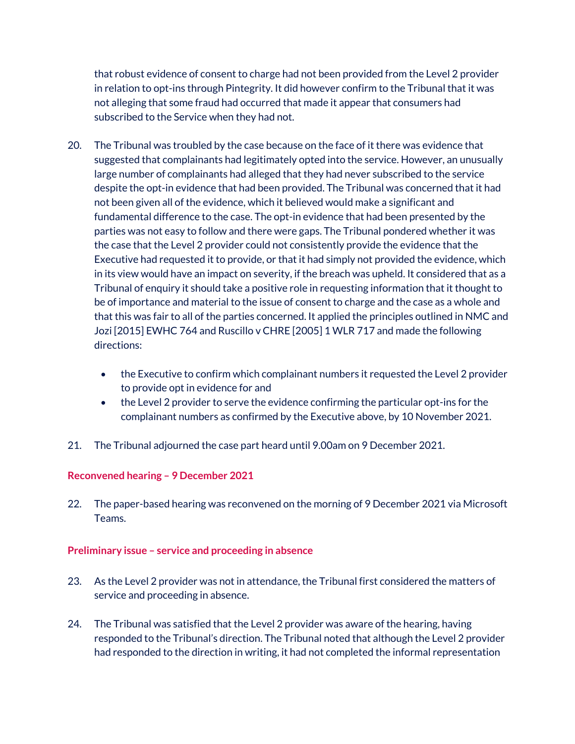that robust evidence of consent to charge had not been provided from the Level 2 provider in relation to opt-ins through Pintegrity. It did however confirm to the Tribunal that it was not alleging that some fraud had occurred that made it appear that consumers had subscribed to the Service when they had not.

20. The Tribunal was troubled by the case because on the face of it there was evidence that suggested that complainants had legitimately opted into the service. However, an unusually large number of complainants had alleged that they had never subscribed to the service despite the opt-in evidence that had been provided. The Tribunal was concerned that it had not been given all of the evidence, which it believed would make a significant and fundamental difference to the case. The opt-in evidence that had been presented by the parties was not easy to follow and there were gaps. The Tribunal pondered whether it was the case that the Level 2 provider could not consistently provide the evidence that the Executive had requested it to provide, or that it had simply not provided the evidence, which in its view would have an impact on severity, if the breach was upheld. It considered that as a Tribunal of enquiry it should take a positive role in requesting information that it thought to be of importance and material to the issue of consent to charge and the case as a whole and that this was fair to all of the parties concerned. It applied the principles outlined in NMC and Jozi [2015] EWHC 764 and Ruscillo v CHRE [2005] 1 WLR 717 and made the following directions:

    - the Executive to confirm which complainant numbers it requested the Level 2 provider to provide opt in evidence for and
    - the Level 2 provider to serve the evidence confirming the particular opt-ins for the complainant numbers as confirmed by the Executive above, by 10 November 2021.

21. The Tribunal adjourned the case part heard until 9.00am on 9 December 2021.

### Reconvened hearing – 9 December 2021

22. The paper-based hearing was reconvened on the morning of 9 December 2021 via Microsoft Teams.

### Preliminary issue – service and proceeding in absence

23. As the Level 2 provider was not in attendance, the Tribunal first considered the matters of service and proceeding in absence.

24. The Tribunal was satisfied that the Level 2 provider was aware of the hearing, having responded to the Tribunal's direction. The Tribunal noted that although the Level 2 provider had responded to the direction in writing, it had not completed the informal representation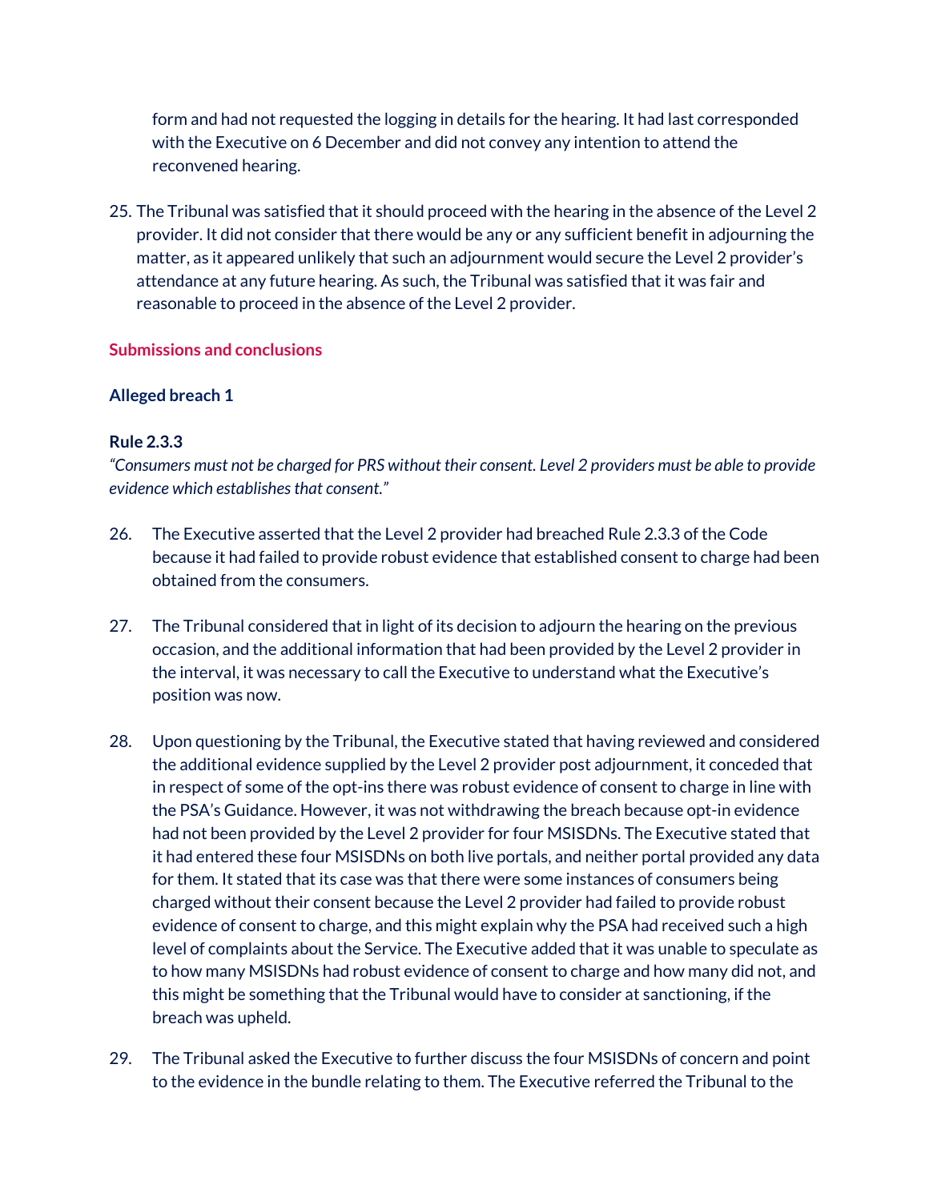form and had not requested the logging in details for the hearing. It had last corresponded with the Executive on 6 December and did not convey any intention to attend the reconvened hearing.

25. The Tribunal was satisfied that it should proceed with the hearing in the absence of the Level 2 provider. It did not consider that there would be any or any sufficient benefit in adjourning the matter, as it appeared unlikely that such an adjournment would secure the Level 2 provider's attendance at any future hearing. As such, the Tribunal was satisfied that it was fair and reasonable to proceed in the absence of the Level 2 provider.

## Submissions and conclusions

### Alleged breach 1

**Rule 2.3.3**

*"Consumers must not be charged for PRS without their consent. Level 2 providers must be able to provide evidence which establishes that consent."*

26. The Executive asserted that the Level 2 provider had breached Rule 2.3.3 of the Code because it had failed to provide robust evidence that established consent to charge had been obtained from the consumers.

27. The Tribunal considered that in light of its decision to adjourn the hearing on the previous occasion, and the additional information that had been provided by the Level 2 provider in the interval, it was necessary to call the Executive to understand what the Executive's position was now.

28. Upon questioning by the Tribunal, the Executive stated that having reviewed and considered the additional evidence supplied by the Level 2 provider post adjournment, it conceded that in respect of some of the opt-ins there was robust evidence of consent to charge in line with the PSA's Guidance. However, it was not withdrawing the breach because opt-in evidence had not been provided by the Level 2 provider for four MSISDNs. The Executive stated that it had entered these four MSISDNs on both live portals, and neither portal provided any data for them. It stated that its case was that there were some instances of consumers being charged without their consent because the Level 2 provider had failed to provide robust evidence of consent to charge, and this might explain why the PSA had received such a high level of complaints about the Service. The Executive added that it was unable to speculate as to how many MSISDNs had robust evidence of consent to charge and how many did not, and this might be something that the Tribunal would have to consider at sanctioning, if the breach was upheld.

29. The Tribunal asked the Executive to further discuss the four MSISDNs of concern and point to the evidence in the bundle relating to them. The Executive referred the Tribunal to the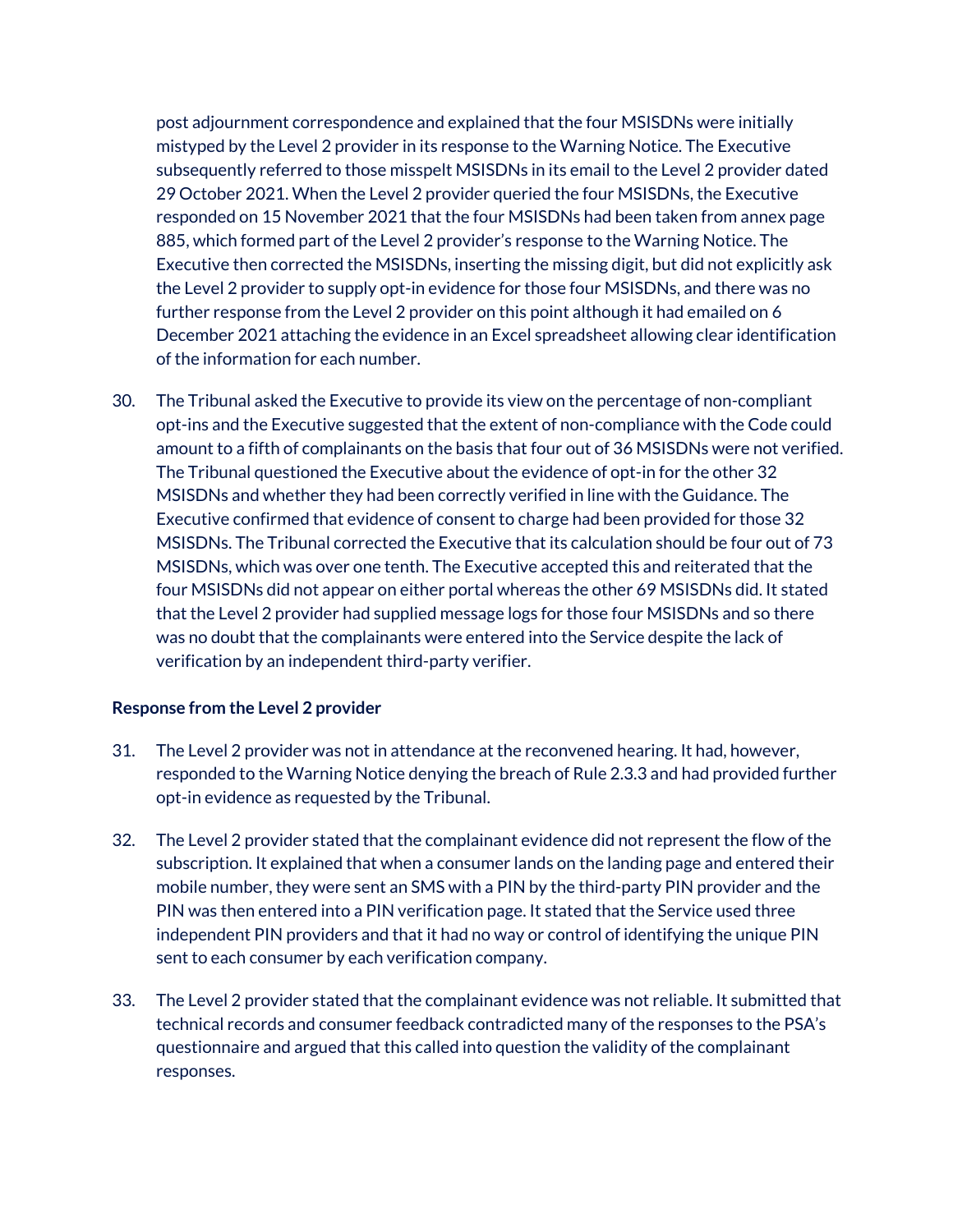post adjournment correspondence and explained that the four MSISDNs were initially mistyped by the Level 2 provider in its response to the Warning Notice. The Executive subsequently referred to those misspelt MSISDNs in its email to the Level 2 provider dated 29 October 2021. When the Level 2 provider queried the four MSISDNs, the Executive responded on 15 November 2021 that the four MSISDNs had been taken from annex page 885, which formed part of the Level 2 provider's response to the Warning Notice. The Executive then corrected the MSISDNs, inserting the missing digit, but did not explicitly ask the Level 2 provider to supply opt-in evidence for those four MSISDNs, and there was no further response from the Level 2 provider on this point although it had emailed on 6 December 2021 attaching the evidence in an Excel spreadsheet allowing clear identification of the information for each number.

30. The Tribunal asked the Executive to provide its view on the percentage of non-compliant opt-ins and the Executive suggested that the extent of non-compliance with the Code could amount to a fifth of complainants on the basis that four out of 36 MSISDNs were not verified. The Tribunal questioned the Executive about the evidence of opt-in for the other 32 MSISDNs and whether they had been correctly verified in line with the Guidance. The Executive confirmed that evidence of consent to charge had been provided for those 32 MSISDNs. The Tribunal corrected the Executive that its calculation should be four out of 73 MSISDNs, which was over one tenth. The Executive accepted this and reiterated that the four MSISDNs did not appear on either portal whereas the other 69 MSISDNs did. It stated that the Level 2 provider had supplied message logs for those four MSISDNs and so there was no doubt that the complainants were entered into the Service despite the lack of verification by an independent third-party verifier.

**Response from the Level 2 provider**

31. The Level 2 provider was not in attendance at the reconvened hearing. It had, however, responded to the Warning Notice denying the breach of Rule 2.3.3 and had provided further opt-in evidence as requested by the Tribunal.

32. The Level 2 provider stated that the complainant evidence did not represent the flow of the subscription. It explained that when a consumer lands on the landing page and entered their mobile number, they were sent an SMS with a PIN by the third-party PIN provider and the PIN was then entered into a PIN verification page. It stated that the Service used three independent PIN providers and that it had no way or control of identifying the unique PIN sent to each consumer by each verification company.

33. The Level 2 provider stated that the complainant evidence was not reliable. It submitted that technical records and consumer feedback contradicted many of the responses to the PSA's questionnaire and argued that this called into question the validity of the complainant responses.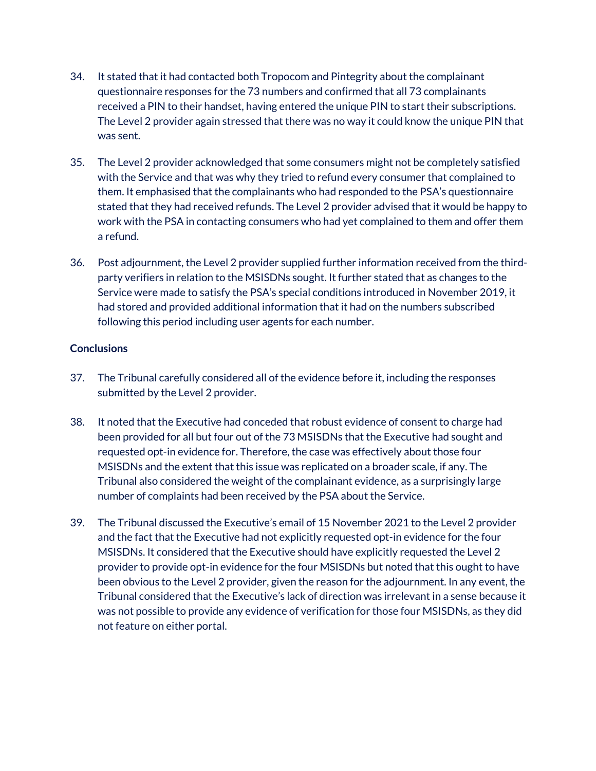34. It stated that it had contacted both Tropocom and Pintegrity about the complainant questionnaire responses for the 73 numbers and confirmed that all 73 complainants received a PIN to their handset, having entered the unique PIN to start their subscriptions. The Level 2 provider again stressed that there was no way it could know the unique PIN that was sent.

35. The Level 2 provider acknowledged that some consumers might not be completely satisfied with the Service and that was why they tried to refund every consumer that complained to them. It emphasised that the complainants who had responded to the PSA's questionnaire stated that they had received refunds. The Level 2 provider advised that it would be happy to work with the PSA in contacting consumers who had yet complained to them and offer them a refund.

36. Post adjournment, the Level 2 provider supplied further information received from the third-party verifiers in relation to the MSISDNs sought. It further stated that as changes to the Service were made to satisfy the PSA's special conditions introduced in November 2019, it had stored and provided additional information that it had on the numbers subscribed following this period including user agents for each number.

**Conclusions**

37. The Tribunal carefully considered all of the evidence before it, including the responses submitted by the Level 2 provider.

38. It noted that the Executive had conceded that robust evidence of consent to charge had been provided for all but four out of the 73 MSISDNs that the Executive had sought and requested opt-in evidence for. Therefore, the case was effectively about those four MSISDNs and the extent that this issue was replicated on a broader scale, if any. The Tribunal also considered the weight of the complainant evidence, as a surprisingly large number of complaints had been received by the PSA about the Service.

39. The Tribunal discussed the Executive's email of 15 November 2021 to the Level 2 provider and the fact that the Executive had not explicitly requested opt-in evidence for the four MSISDNs. It considered that the Executive should have explicitly requested the Level 2 provider to provide opt-in evidence for the four MSISDNs but noted that this ought to have been obvious to the Level 2 provider, given the reason for the adjournment. In any event, the Tribunal considered that the Executive's lack of direction was irrelevant in a sense because it was not possible to provide any evidence of verification for those four MSISDNs, as they did not feature on either portal.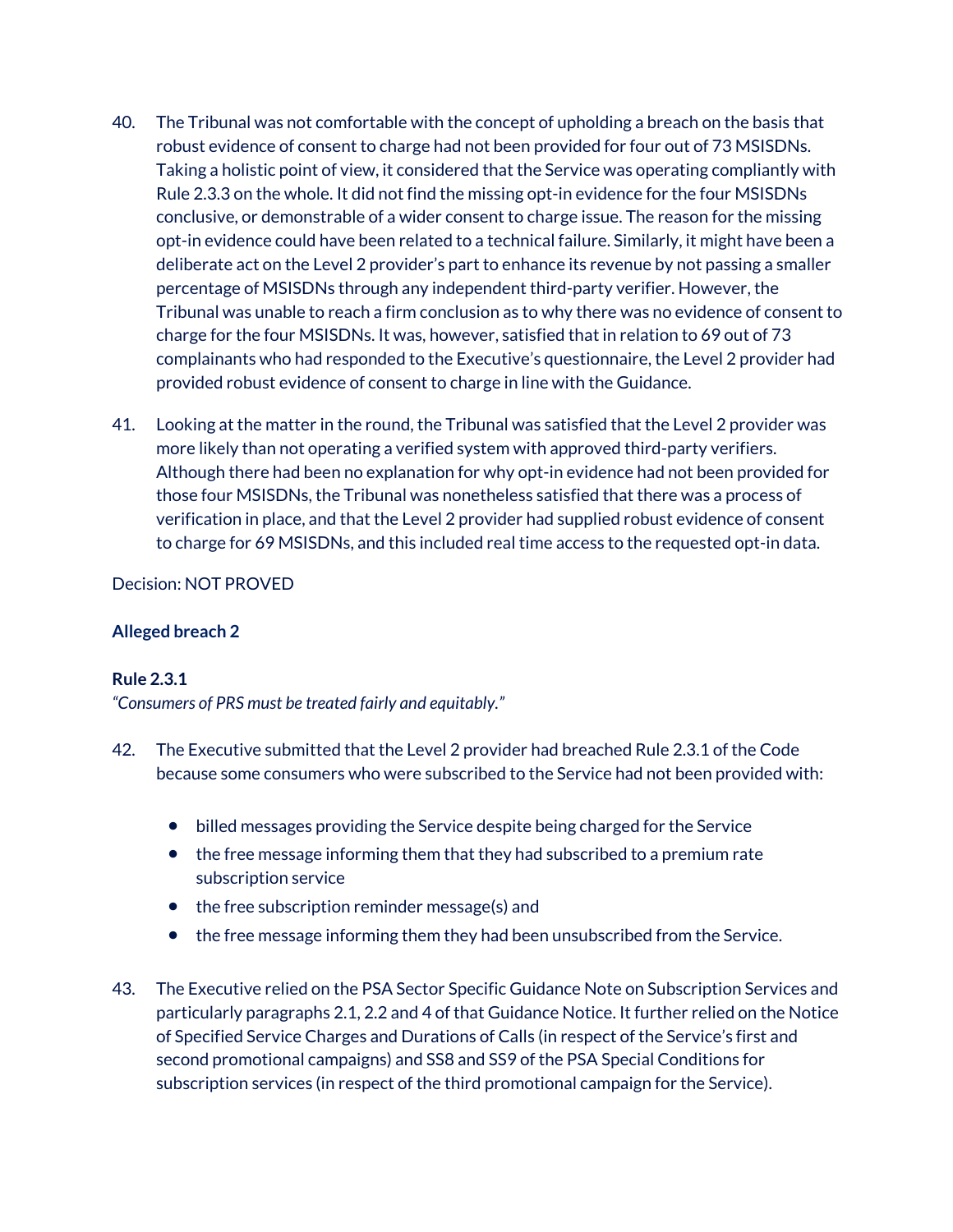40. The Tribunal was not comfortable with the concept of upholding a breach on the basis that robust evidence of consent to charge had not been provided for four out of 73 MSISDNs. Taking a holistic point of view, it considered that the Service was operating compliantly with Rule 2.3.3 on the whole. It did not find the missing opt-in evidence for the four MSISDNs conclusive, or demonstrable of a wider consent to charge issue. The reason for the missing opt-in evidence could have been related to a technical failure. Similarly, it might have been a deliberate act on the Level 2 provider's part to enhance its revenue by not passing a smaller percentage of MSISDNs through any independent third-party verifier. However, the Tribunal was unable to reach a firm conclusion as to why there was no evidence of consent to charge for the four MSISDNs. It was, however, satisfied that in relation to 69 out of 73 complainants who had responded to the Executive's questionnaire, the Level 2 provider had provided robust evidence of consent to charge in line with the Guidance.

41. Looking at the matter in the round, the Tribunal was satisfied that the Level 2 provider was more likely than not operating a verified system with approved third-party verifiers. Although there had been no explanation for why opt-in evidence had not been provided for those four MSISDNs, the Tribunal was nonetheless satisfied that there was a process of verification in place, and that the Level 2 provider had supplied robust evidence of consent to charge for 69 MSISDNs, and this included real time access to the requested opt-in data.

Decision: NOT PROVED

**Alleged breach 2**

**Rule 2.3.1**
*"Consumers of PRS must be treated fairly and equitably."*

42. The Executive submitted that the Level 2 provider had breached Rule 2.3.1 of the Code because some consumers who were subscribed to the Service had not been provided with:

    - billed messages providing the Service despite being charged for the Service
    - the free message informing them that they had subscribed to a premium rate subscription service
    - the free subscription reminder message(s) and
    - the free message informing them they had been unsubscribed from the Service.

43. The Executive relied on the PSA Sector Specific Guidance Note on Subscription Services and particularly paragraphs 2.1, 2.2 and 4 of that Guidance Notice. It further relied on the Notice of Specified Service Charges and Durations of Calls (in respect of the Service's first and second promotional campaigns) and SS8 and SS9 of the PSA Special Conditions for subscription services (in respect of the third promotional campaign for the Service).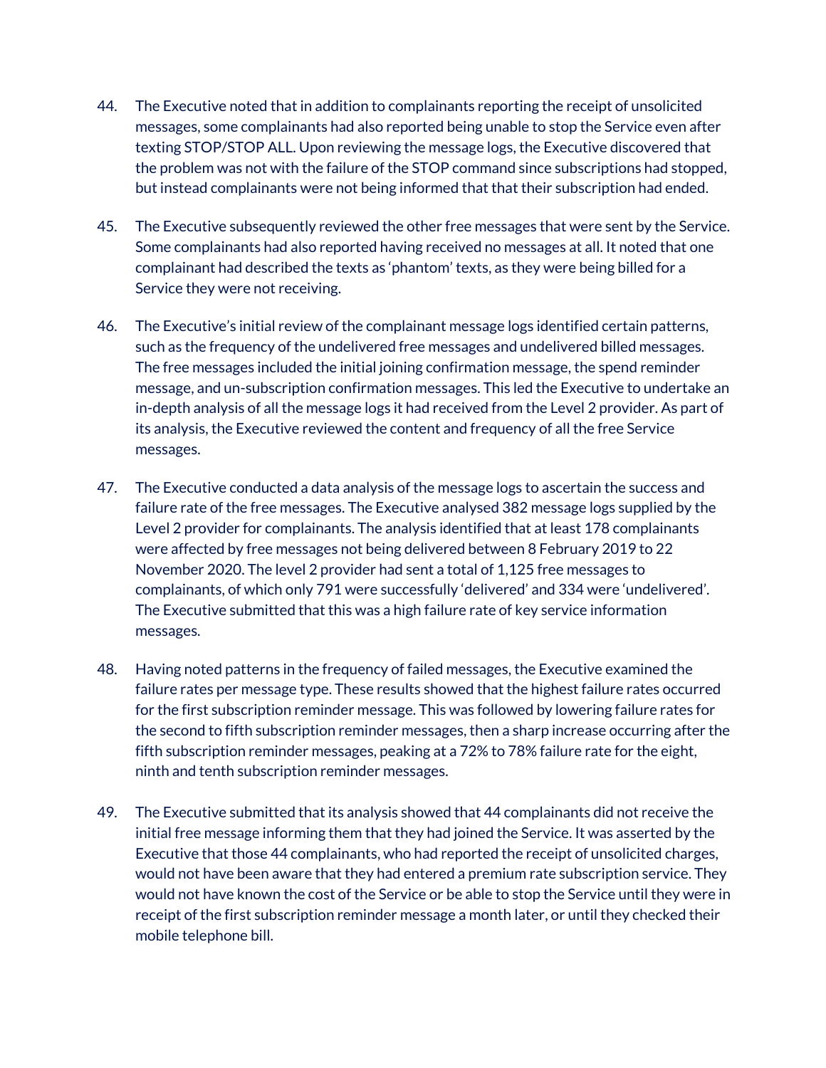44. The Executive noted that in addition to complainants reporting the receipt of unsolicited messages, some complainants had also reported being unable to stop the Service even after texting STOP/STOP ALL. Upon reviewing the message logs, the Executive discovered that the problem was not with the failure of the STOP command since subscriptions had stopped, but instead complainants were not being informed that that their subscription had ended.

45. The Executive subsequently reviewed the other free messages that were sent by the Service. Some complainants had also reported having received no messages at all. It noted that one complainant had described the texts as 'phantom' texts, as they were being billed for a Service they were not receiving.

46. The Executive's initial review of the complainant message logs identified certain patterns, such as the frequency of the undelivered free messages and undelivered billed messages. The free messages included the initial joining confirmation message, the spend reminder message, and un-subscription confirmation messages. This led the Executive to undertake an in-depth analysis of all the message logs it had received from the Level 2 provider. As part of its analysis, the Executive reviewed the content and frequency of all the free Service messages.

47. The Executive conducted a data analysis of the message logs to ascertain the success and failure rate of the free messages. The Executive analysed 382 message logs supplied by the Level 2 provider for complainants. The analysis identified that at least 178 complainants were affected by free messages not being delivered between 8 February 2019 to 22 November 2020. The level 2 provider had sent a total of 1,125 free messages to complainants, of which only 791 were successfully 'delivered' and 334 were 'undelivered'. The Executive submitted that this was a high failure rate of key service information messages.

48. Having noted patterns in the frequency of failed messages, the Executive examined the failure rates per message type. These results showed that the highest failure rates occurred for the first subscription reminder message. This was followed by lowering failure rates for the second to fifth subscription reminder messages, then a sharp increase occurring after the fifth subscription reminder messages, peaking at a 72% to 78% failure rate for the eight, ninth and tenth subscription reminder messages.

49. The Executive submitted that its analysis showed that 44 complainants did not receive the initial free message informing them that they had joined the Service. It was asserted by the Executive that those 44 complainants, who had reported the receipt of unsolicited charges, would not have been aware that they had entered a premium rate subscription service. They would not have known the cost of the Service or be able to stop the Service until they were in receipt of the first subscription reminder message a month later, or until they checked their mobile telephone bill.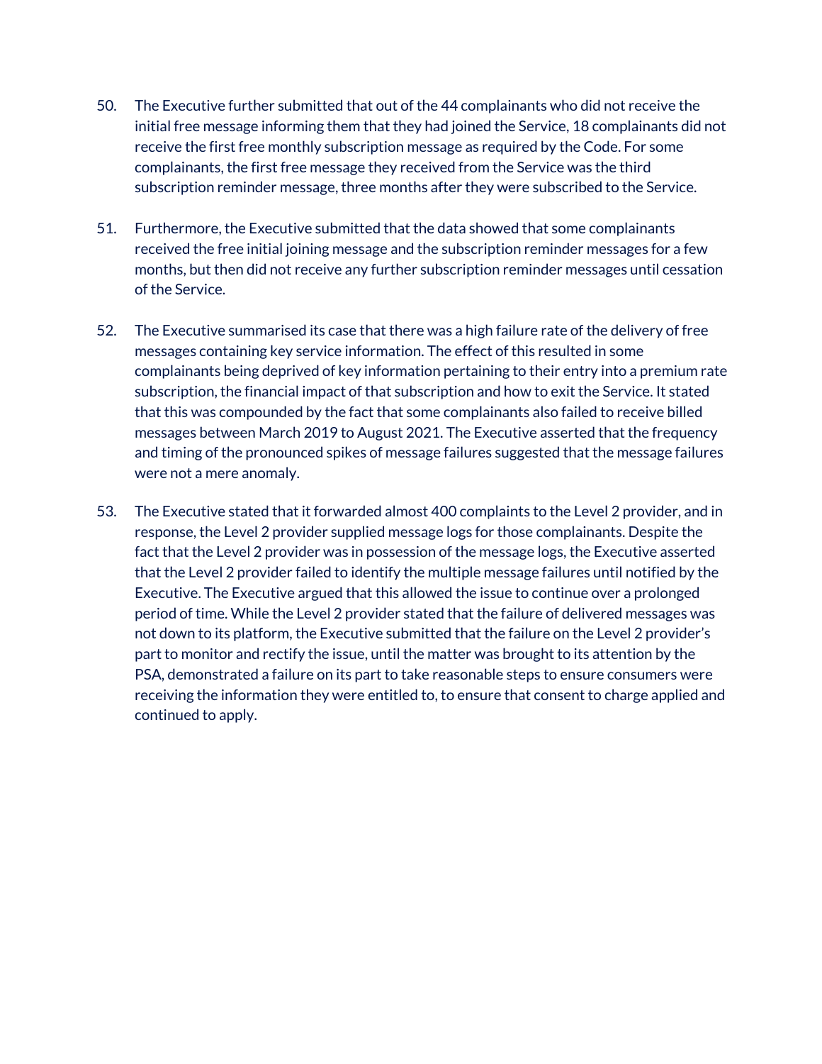50. The Executive further submitted that out of the 44 complainants who did not receive the initial free message informing them that they had joined the Service, 18 complainants did not receive the first free monthly subscription message as required by the Code. For some complainants, the first free message they received from the Service was the third subscription reminder message, three months after they were subscribed to the Service.

51. Furthermore, the Executive submitted that the data showed that some complainants received the free initial joining message and the subscription reminder messages for a few months, but then did not receive any further subscription reminder messages until cessation of the Service.

52. The Executive summarised its case that there was a high failure rate of the delivery of free messages containing key service information. The effect of this resulted in some complainants being deprived of key information pertaining to their entry into a premium rate subscription, the financial impact of that subscription and how to exit the Service. It stated that this was compounded by the fact that some complainants also failed to receive billed messages between March 2019 to August 2021. The Executive asserted that the frequency and timing of the pronounced spikes of message failures suggested that the message failures were not a mere anomaly.

53. The Executive stated that it forwarded almost 400 complaints to the Level 2 provider, and in response, the Level 2 provider supplied message logs for those complainants. Despite the fact that the Level 2 provider was in possession of the message logs, the Executive asserted that the Level 2 provider failed to identify the multiple message failures until notified by the Executive. The Executive argued that this allowed the issue to continue over a prolonged period of time. While the Level 2 provider stated that the failure of delivered messages was not down to its platform, the Executive submitted that the failure on the Level 2 provider's part to monitor and rectify the issue, until the matter was brought to its attention by the PSA, demonstrated a failure on its part to take reasonable steps to ensure consumers were receiving the information they were entitled to, to ensure that consent to charge applied and continued to apply.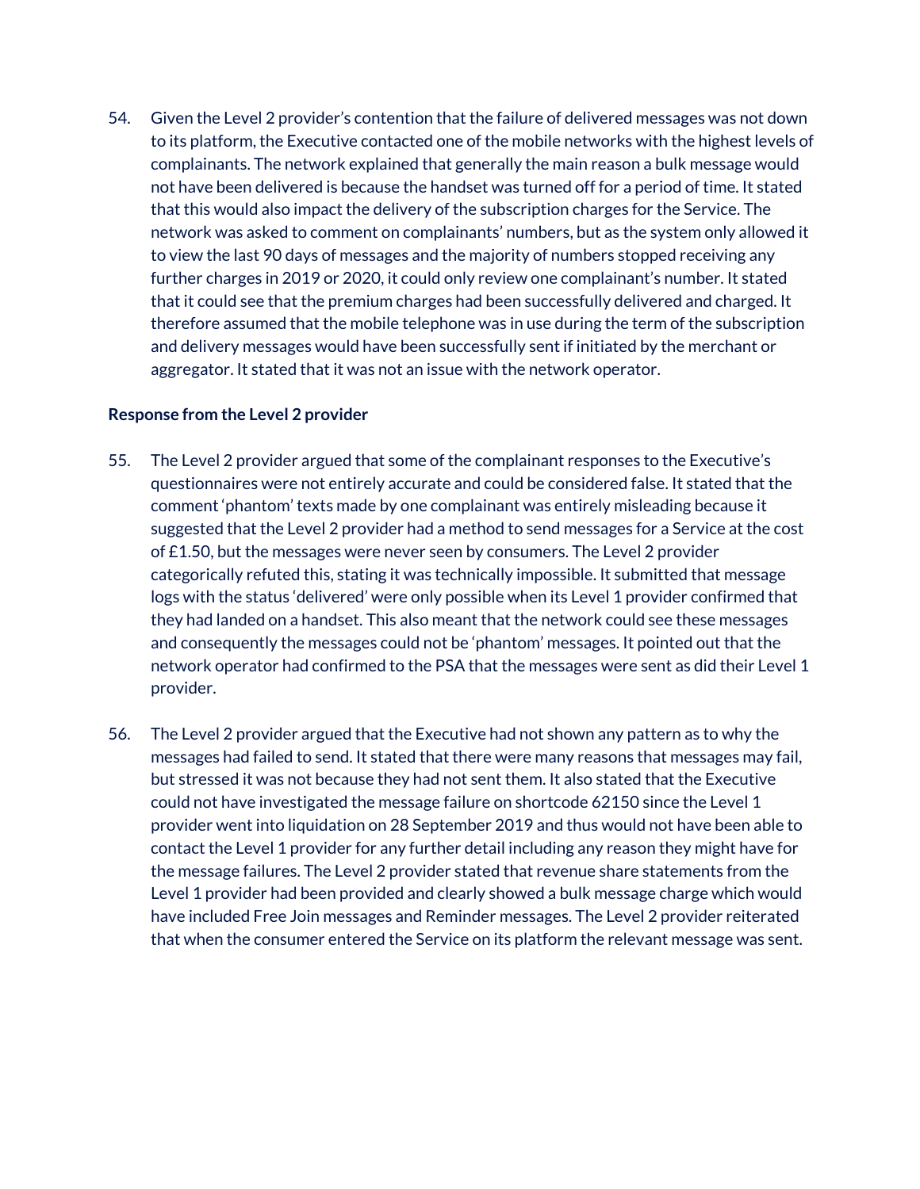54. Given the Level 2 provider's contention that the failure of delivered messages was not down to its platform, the Executive contacted one of the mobile networks with the highest levels of complainants. The network explained that generally the main reason a bulk message would not have been delivered is because the handset was turned off for a period of time. It stated that this would also impact the delivery of the subscription charges for the Service. The network was asked to comment on complainants' numbers, but as the system only allowed it to view the last 90 days of messages and the majority of numbers stopped receiving any further charges in 2019 or 2020, it could only review one complainant's number. It stated that it could see that the premium charges had been successfully delivered and charged. It therefore assumed that the mobile telephone was in use during the term of the subscription and delivery messages would have been successfully sent if initiated by the merchant or aggregator. It stated that it was not an issue with the network operator.

**Response from the Level 2 provider**

55. The Level 2 provider argued that some of the complainant responses to the Executive's questionnaires were not entirely accurate and could be considered false. It stated that the comment 'phantom' texts made by one complainant was entirely misleading because it suggested that the Level 2 provider had a method to send messages for a Service at the cost of £1.50, but the messages were never seen by consumers. The Level 2 provider categorically refuted this, stating it was technically impossible. It submitted that message logs with the status 'delivered' were only possible when its Level 1 provider confirmed that they had landed on a handset. This also meant that the network could see these messages and consequently the messages could not be 'phantom' messages. It pointed out that the network operator had confirmed to the PSA that the messages were sent as did their Level 1 provider.

56. The Level 2 provider argued that the Executive had not shown any pattern as to why the messages had failed to send. It stated that there were many reasons that messages may fail, but stressed it was not because they had not sent them. It also stated that the Executive could not have investigated the message failure on shortcode 62150 since the Level 1 provider went into liquidation on 28 September 2019 and thus would not have been able to contact the Level 1 provider for any further detail including any reason they might have for the message failures. The Level 2 provider stated that revenue share statements from the Level 1 provider had been provided and clearly showed a bulk message charge which would have included Free Join messages and Reminder messages. The Level 2 provider reiterated that when the consumer entered the Service on its platform the relevant message was sent.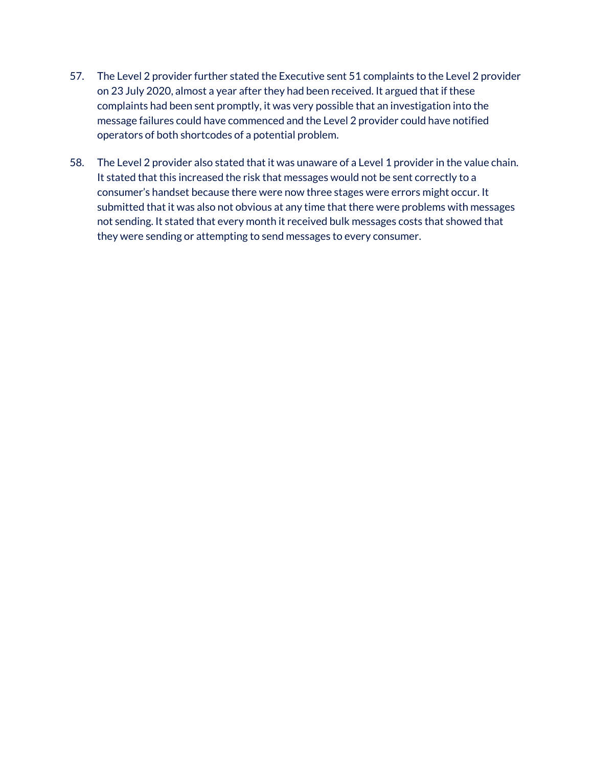57. The Level 2 provider further stated the Executive sent 51 complaints to the Level 2 provider on 23 July 2020, almost a year after they had been received. It argued that if these complaints had been sent promptly, it was very possible that an investigation into the message failures could have commenced and the Level 2 provider could have notified operators of both shortcodes of a potential problem.

58. The Level 2 provider also stated that it was unaware of a Level 1 provider in the value chain. It stated that this increased the risk that messages would not be sent correctly to a consumer's handset because there were now three stages were errors might occur. It submitted that it was also not obvious at any time that there were problems with messages not sending. It stated that every month it received bulk messages costs that showed that they were sending or attempting to send messages to every consumer.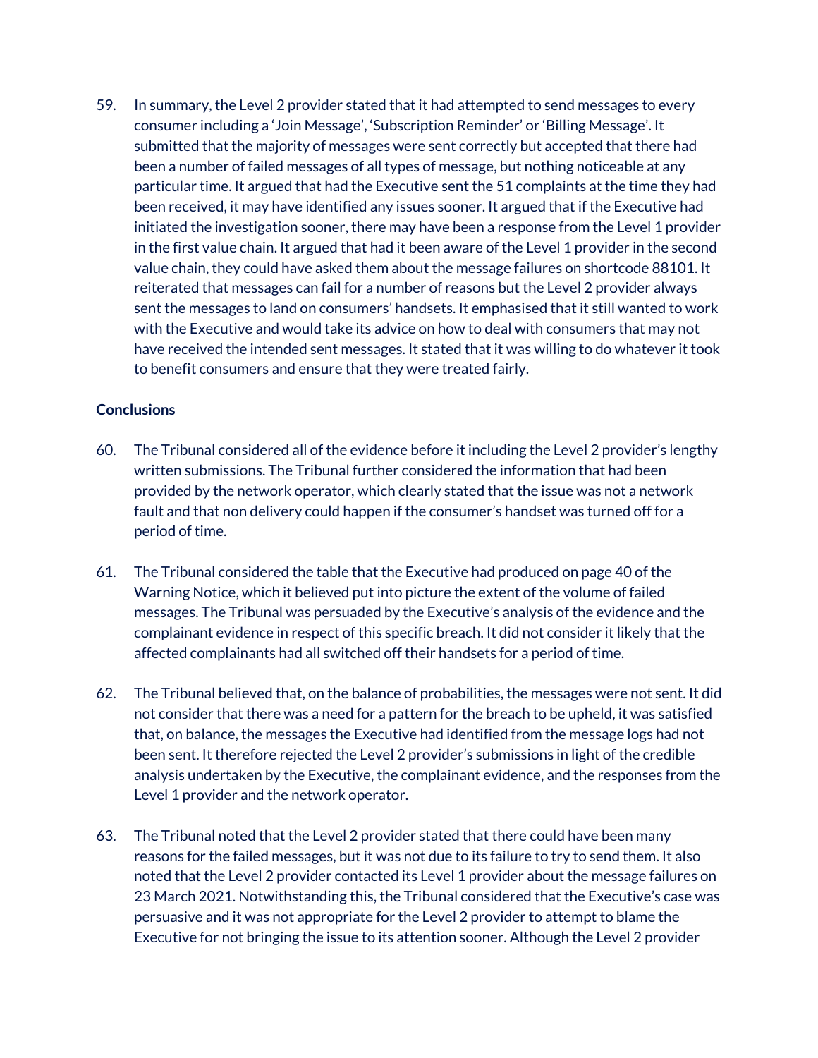59. In summary, the Level 2 provider stated that it had attempted to send messages to every consumer including a 'Join Message', 'Subscription Reminder' or 'Billing Message'. It submitted that the majority of messages were sent correctly but accepted that there had been a number of failed messages of all types of message, but nothing noticeable at any particular time. It argued that had the Executive sent the 51 complaints at the time they had been received, it may have identified any issues sooner. It argued that if the Executive had initiated the investigation sooner, there may have been a response from the Level 1 provider in the first value chain. It argued that had it been aware of the Level 1 provider in the second value chain, they could have asked them about the message failures on shortcode 88101. It reiterated that messages can fail for a number of reasons but the Level 2 provider always sent the messages to land on consumers' handsets. It emphasised that it still wanted to work with the Executive and would take its advice on how to deal with consumers that may not have received the intended sent messages. It stated that it was willing to do whatever it took to benefit consumers and ensure that they were treated fairly.

**Conclusions**

60. The Tribunal considered all of the evidence before it including the Level 2 provider's lengthy written submissions. The Tribunal further considered the information that had been provided by the network operator, which clearly stated that the issue was not a network fault and that non delivery could happen if the consumer's handset was turned off for a period of time.

61. The Tribunal considered the table that the Executive had produced on page 40 of the Warning Notice, which it believed put into picture the extent of the volume of failed messages. The Tribunal was persuaded by the Executive's analysis of the evidence and the complainant evidence in respect of this specific breach. It did not consider it likely that the affected complainants had all switched off their handsets for a period of time.

62. The Tribunal believed that, on the balance of probabilities, the messages were not sent. It did not consider that there was a need for a pattern for the breach to be upheld, it was satisfied that, on balance, the messages the Executive had identified from the message logs had not been sent. It therefore rejected the Level 2 provider's submissions in light of the credible analysis undertaken by the Executive, the complainant evidence, and the responses from the Level 1 provider and the network operator.

63. The Tribunal noted that the Level 2 provider stated that there could have been many reasons for the failed messages, but it was not due to its failure to try to send them. It also noted that the Level 2 provider contacted its Level 1 provider about the message failures on 23 March 2021. Notwithstanding this, the Tribunal considered that the Executive's case was persuasive and it was not appropriate for the Level 2 provider to attempt to blame the Executive for not bringing the issue to its attention sooner. Although the Level 2 provider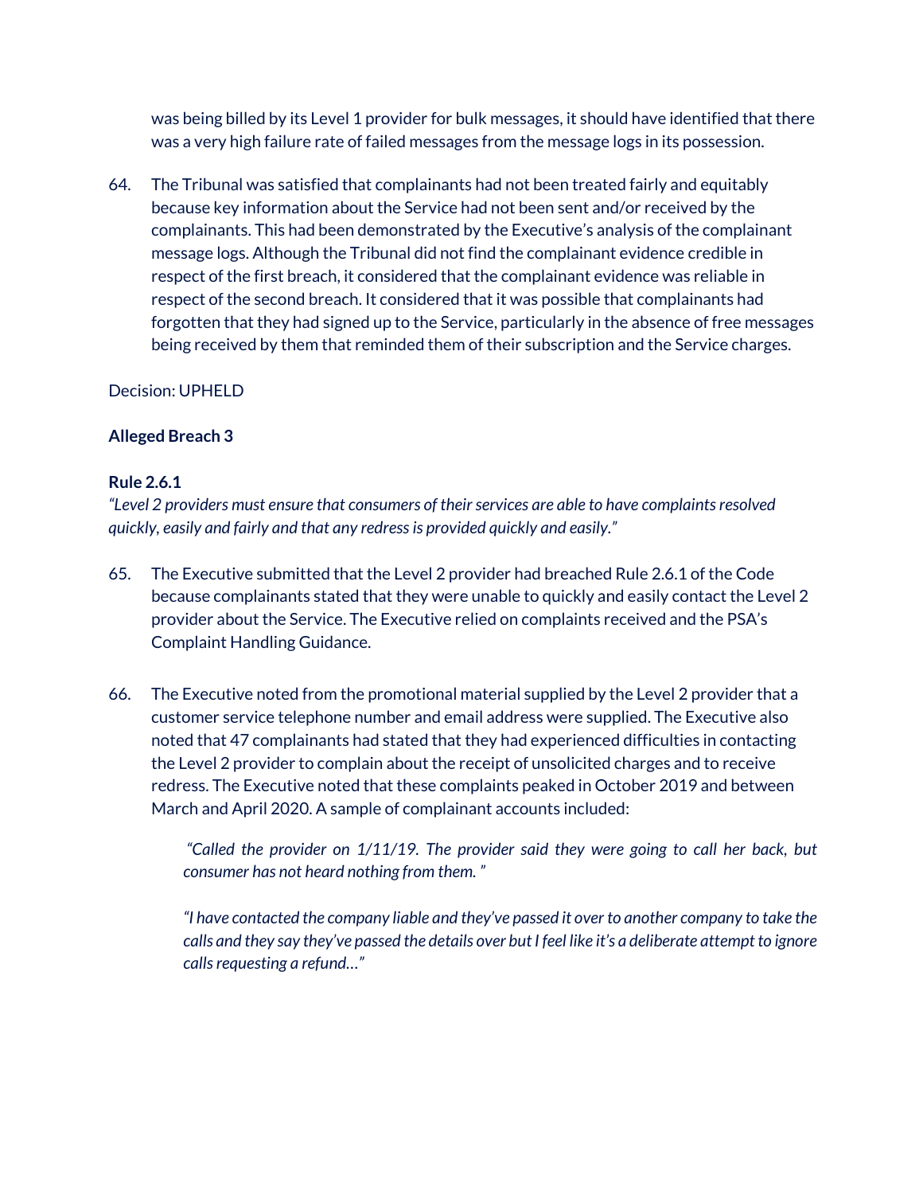was being billed by its Level 1 provider for bulk messages, it should have identified that there was a very high failure rate of failed messages from the message logs in its possession.

64. The Tribunal was satisfied that complainants had not been treated fairly and equitably because key information about the Service had not been sent and/or received by the complainants. This had been demonstrated by the Executive's analysis of the complainant message logs. Although the Tribunal did not find the complainant evidence credible in respect of the first breach, it considered that the complainant evidence was reliable in respect of the second breach. It considered that it was possible that complainants had forgotten that they had signed up to the Service, particularly in the absence of free messages being received by them that reminded them of their subscription and the Service charges.

Decision: UPHELD

**Alleged Breach 3**

**Rule 2.6.1**

*"Level 2 providers must ensure that consumers of their services are able to have complaints resolved quickly, easily and fairly and that any redress is provided quickly and easily."*

65. The Executive submitted that the Level 2 provider had breached Rule 2.6.1 of the Code because complainants stated that they were unable to quickly and easily contact the Level 2 provider about the Service. The Executive relied on complaints received and the PSA's Complaint Handling Guidance.

66. The Executive noted from the promotional material supplied by the Level 2 provider that a customer service telephone number and email address were supplied. The Executive also noted that 47 complainants had stated that they had experienced difficulties in contacting the Level 2 provider to complain about the receipt of unsolicited charges and to receive redress. The Executive noted that these complaints peaked in October 2019 and between March and April 2020. A sample of complainant accounts included:

> *"Called the provider on 1/11/19. The provider said they were going to call her back, but consumer has not heard nothing from them. "*
>
> *"I have contacted the company liable and they've passed it over to another company to take the calls and they say they've passed the details over but I feel like it's a deliberate attempt to ignore calls requesting a refund…"*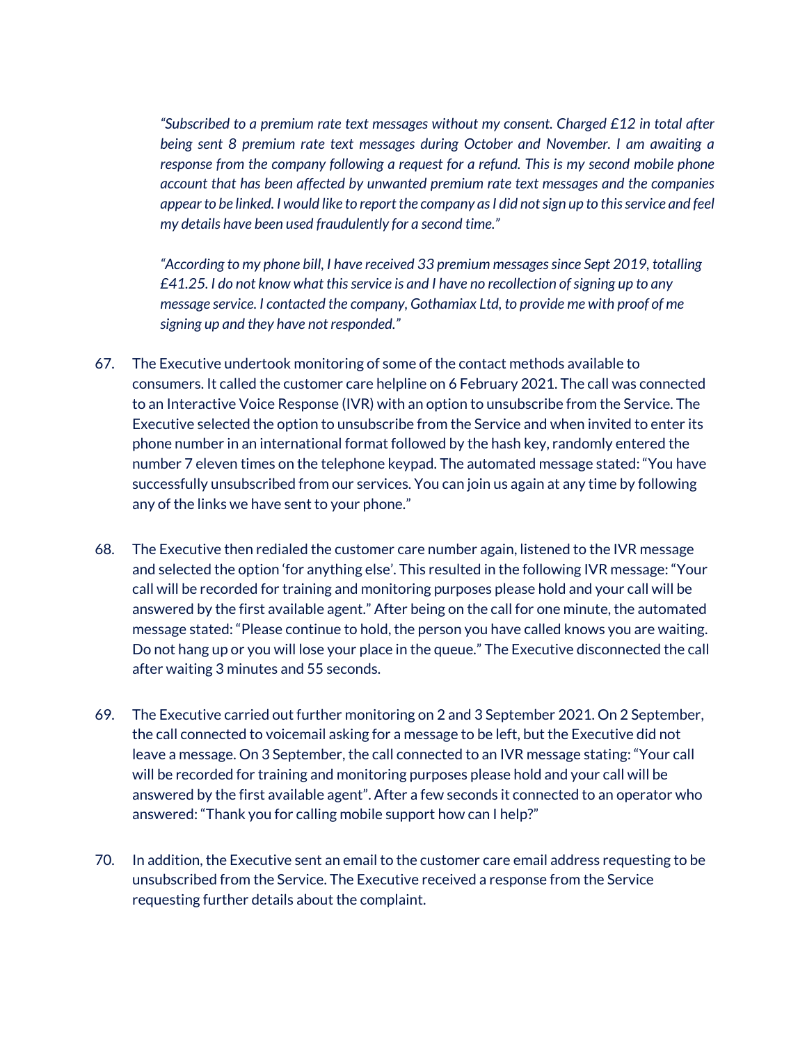> *"Subscribed to a premium rate text messages without my consent. Charged £12 in total after being sent 8 premium rate text messages during October and November. I am awaiting a response from the company following a request for a refund. This is my second mobile phone account that has been affected by unwanted premium rate text messages and the companies appear to be linked. I would like to report the company as I did not sign up to this service and feel my details have been used fraudulently for a second time."*
>
> *"According to my phone bill, I have received 33 premium messages since Sept 2019, totalling £41.25. I do not know what this service is and I have no recollection of signing up to any message service. I contacted the company, Gothamiax Ltd, to provide me with proof of me signing up and they have not responded."*

67. The Executive undertook monitoring of some of the contact methods available to consumers. It called the customer care helpline on 6 February 2021. The call was connected to an Interactive Voice Response (IVR) with an option to unsubscribe from the Service. The Executive selected the option to unsubscribe from the Service and when invited to enter its phone number in an international format followed by the hash key, randomly entered the number 7 eleven times on the telephone keypad. The automated message stated: "You have successfully unsubscribed from our services. You can join us again at any time by following any of the links we have sent to your phone."

68. The Executive then redialed the customer care number again, listened to the IVR message and selected the option 'for anything else'. This resulted in the following IVR message: "Your call will be recorded for training and monitoring purposes please hold and your call will be answered by the first available agent." After being on the call for one minute, the automated message stated: "Please continue to hold, the person you have called knows you are waiting. Do not hang up or you will lose your place in the queue." The Executive disconnected the call after waiting 3 minutes and 55 seconds.

69. The Executive carried out further monitoring on 2 and 3 September 2021. On 2 September, the call connected to voicemail asking for a message to be left, but the Executive did not leave a message. On 3 September, the call connected to an IVR message stating: "Your call will be recorded for training and monitoring purposes please hold and your call will be answered by the first available agent". After a few seconds it connected to an operator who answered: "Thank you for calling mobile support how can I help?"

70. In addition, the Executive sent an email to the customer care email address requesting to be unsubscribed from the Service. The Executive received a response from the Service requesting further details about the complaint.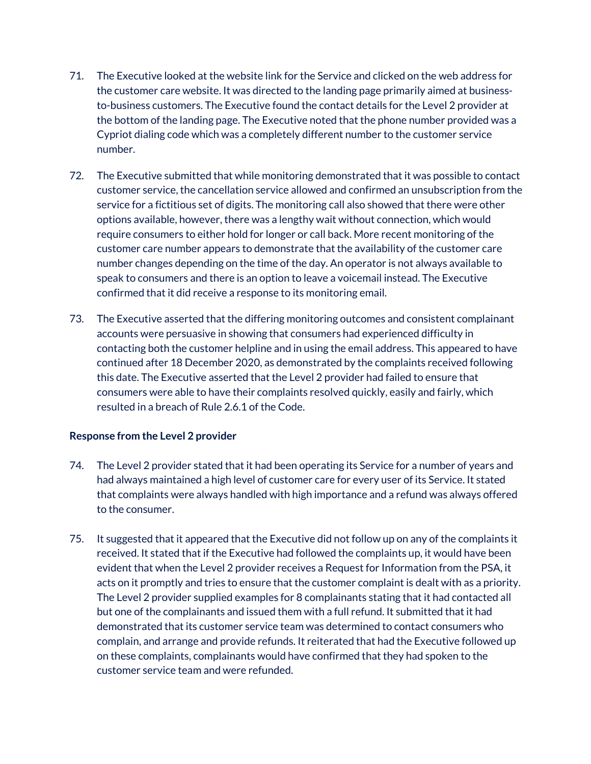71. The Executive looked at the website link for the Service and clicked on the web address for the customer care website. It was directed to the landing page primarily aimed at business-to-business customers. The Executive found the contact details for the Level 2 provider at the bottom of the landing page. The Executive noted that the phone number provided was a Cypriot dialing code which was a completely different number to the customer service number.

72. The Executive submitted that while monitoring demonstrated that it was possible to contact customer service, the cancellation service allowed and confirmed an unsubscription from the service for a fictitious set of digits. The monitoring call also showed that there were other options available, however, there was a lengthy wait without connection, which would require consumers to either hold for longer or call back. More recent monitoring of the customer care number appears to demonstrate that the availability of the customer care number changes depending on the time of the day. An operator is not always available to speak to consumers and there is an option to leave a voicemail instead. The Executive confirmed that it did receive a response to its monitoring email.

73. The Executive asserted that the differing monitoring outcomes and consistent complainant accounts were persuasive in showing that consumers had experienced difficulty in contacting both the customer helpline and in using the email address. This appeared to have continued after 18 December 2020, as demonstrated by the complaints received following this date. The Executive asserted that the Level 2 provider had failed to ensure that consumers were able to have their complaints resolved quickly, easily and fairly, which resulted in a breach of Rule 2.6.1 of the Code.

**Response from the Level 2 provider**

74. The Level 2 provider stated that it had been operating its Service for a number of years and had always maintained a high level of customer care for every user of its Service. It stated that complaints were always handled with high importance and a refund was always offered to the consumer.

75. It suggested that it appeared that the Executive did not follow up on any of the complaints it received. It stated that if the Executive had followed the complaints up, it would have been evident that when the Level 2 provider receives a Request for Information from the PSA, it acts on it promptly and tries to ensure that the customer complaint is dealt with as a priority. The Level 2 provider supplied examples for 8 complainants stating that it had contacted all but one of the complainants and issued them with a full refund. It submitted that it had demonstrated that its customer service team was determined to contact consumers who complain, and arrange and provide refunds. It reiterated that had the Executive followed up on these complaints, complainants would have confirmed that they had spoken to the customer service team and were refunded.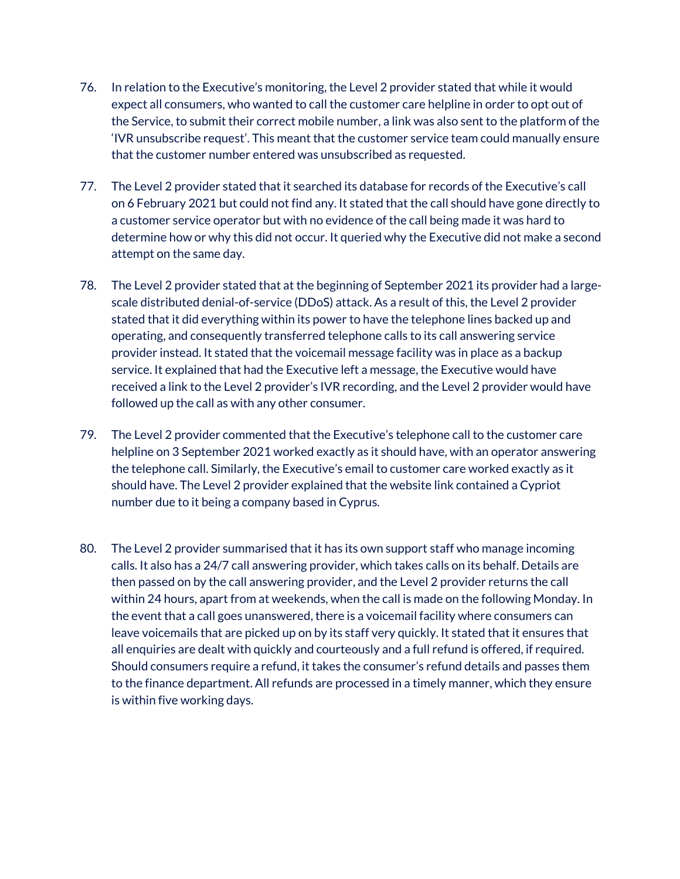76. In relation to the Executive's monitoring, the Level 2 provider stated that while it would expect all consumers, who wanted to call the customer care helpline in order to opt out of the Service, to submit their correct mobile number, a link was also sent to the platform of the 'IVR unsubscribe request'. This meant that the customer service team could manually ensure that the customer number entered was unsubscribed as requested.

77. The Level 2 provider stated that it searched its database for records of the Executive's call on 6 February 2021 but could not find any. It stated that the call should have gone directly to a customer service operator but with no evidence of the call being made it was hard to determine how or why this did not occur. It queried why the Executive did not make a second attempt on the same day.

78. The Level 2 provider stated that at the beginning of September 2021 its provider had a large-scale distributed denial-of-service (DDoS) attack. As a result of this, the Level 2 provider stated that it did everything within its power to have the telephone lines backed up and operating, and consequently transferred telephone calls to its call answering service provider instead. It stated that the voicemail message facility was in place as a backup service. It explained that had the Executive left a message, the Executive would have received a link to the Level 2 provider's IVR recording, and the Level 2 provider would have followed up the call as with any other consumer.

79. The Level 2 provider commented that the Executive's telephone call to the customer care helpline on 3 September 2021 worked exactly as it should have, with an operator answering the telephone call. Similarly, the Executive's email to customer care worked exactly as it should have. The Level 2 provider explained that the website link contained a Cypriot number due to it being a company based in Cyprus.

80. The Level 2 provider summarised that it has its own support staff who manage incoming calls. It also has a 24/7 call answering provider, which takes calls on its behalf. Details are then passed on by the call answering provider, and the Level 2 provider returns the call within 24 hours, apart from at weekends, when the call is made on the following Monday. In the event that a call goes unanswered, there is a voicemail facility where consumers can leave voicemails that are picked up on by its staff very quickly. It stated that it ensures that all enquiries are dealt with quickly and courteously and a full refund is offered, if required. Should consumers require a refund, it takes the consumer's refund details and passes them to the finance department. All refunds are processed in a timely manner, which they ensure is within five working days.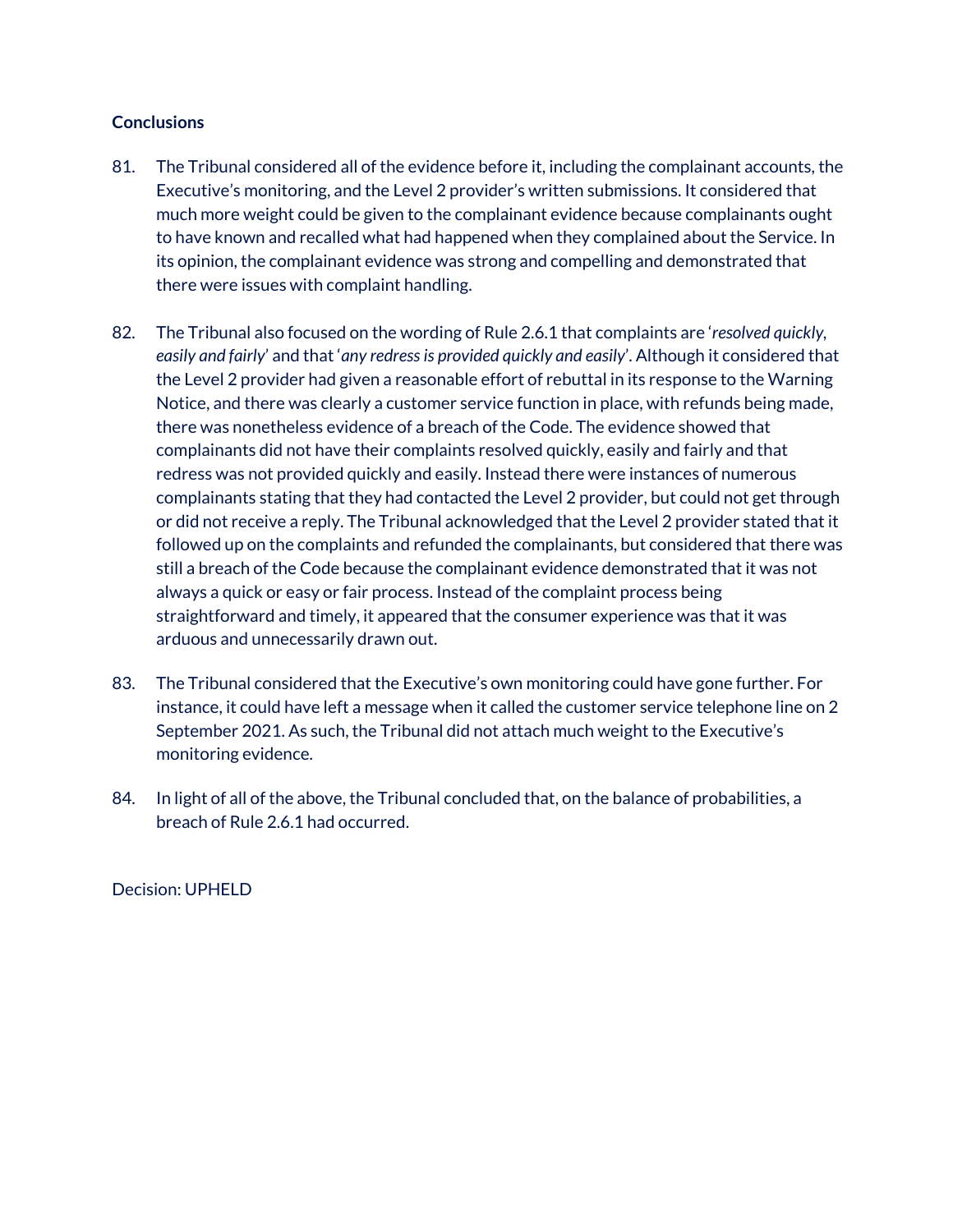**Conclusions**

81. The Tribunal considered all of the evidence before it, including the complainant accounts, the Executive's monitoring, and the Level 2 provider's written submissions. It considered that much more weight could be given to the complainant evidence because complainants ought to have known and recalled what had happened when they complained about the Service. In its opinion, the complainant evidence was strong and compelling and demonstrated that there were issues with complaint handling.

82. The Tribunal also focused on the wording of Rule 2.6.1 that complaints are '*resolved quickly, easily and fairly*' and that '*any redress is provided quickly and easily*'. Although it considered that the Level 2 provider had given a reasonable effort of rebuttal in its response to the Warning Notice, and there was clearly a customer service function in place, with refunds being made, there was nonetheless evidence of a breach of the Code. The evidence showed that complainants did not have their complaints resolved quickly, easily and fairly and that redress was not provided quickly and easily. Instead there were instances of numerous complainants stating that they had contacted the Level 2 provider, but could not get through or did not receive a reply. The Tribunal acknowledged that the Level 2 provider stated that it followed up on the complaints and refunded the complainants, but considered that there was still a breach of the Code because the complainant evidence demonstrated that it was not always a quick or easy or fair process. Instead of the complaint process being straightforward and timely, it appeared that the consumer experience was that it was arduous and unnecessarily drawn out.

83. The Tribunal considered that the Executive's own monitoring could have gone further. For instance, it could have left a message when it called the customer service telephone line on 2 September 2021. As such, the Tribunal did not attach much weight to the Executive's monitoring evidence.

84. In light of all of the above, the Tribunal concluded that, on the balance of probabilities, a breach of Rule 2.6.1 had occurred.

Decision: UPHELD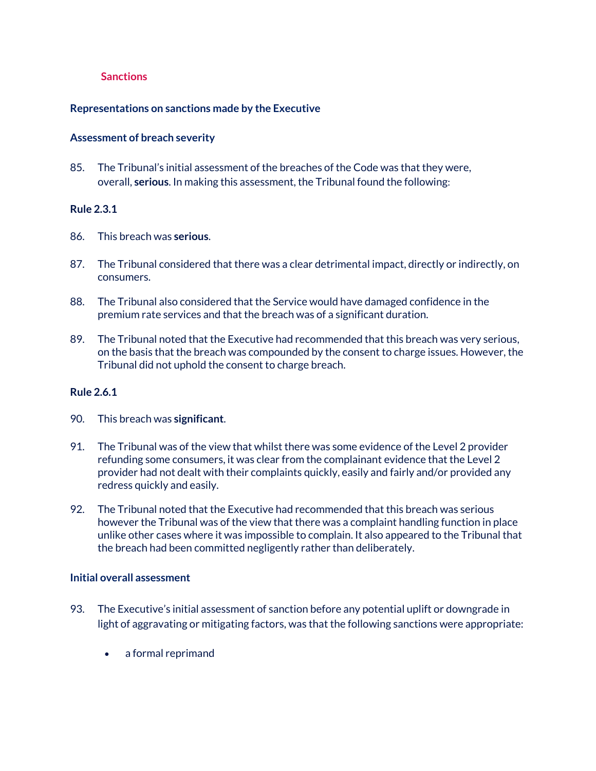## Sanctions

### Representations on sanctions made by the Executive

### Assessment of breach severity

85. The Tribunal's initial assessment of the breaches of the Code was that they were, overall, **serious**. In making this assessment, the Tribunal found the following:

### Rule 2.3.1

86. This breach was **serious**.

87. The Tribunal considered that there was a clear detrimental impact, directly or indirectly, on consumers.

88. The Tribunal also considered that the Service would have damaged confidence in the premium rate services and that the breach was of a significant duration.

89. The Tribunal noted that the Executive had recommended that this breach was very serious, on the basis that the breach was compounded by the consent to charge issues. However, the Tribunal did not uphold the consent to charge breach.

### Rule 2.6.1

90. This breach was **significant**.

91. The Tribunal was of the view that whilst there was some evidence of the Level 2 provider refunding some consumers, it was clear from the complainant evidence that the Level 2 provider had not dealt with their complaints quickly, easily and fairly and/or provided any redress quickly and easily.

92. The Tribunal noted that the Executive had recommended that this breach was serious however the Tribunal was of the view that there was a complaint handling function in place unlike other cases where it was impossible to complain. It also appeared to the Tribunal that the breach had been committed negligently rather than deliberately.

### Initial overall assessment

93. The Executive's initial assessment of sanction before any potential uplift or downgrade in light of aggravating or mitigating factors, was that the following sanctions were appropriate:

    - a formal reprimand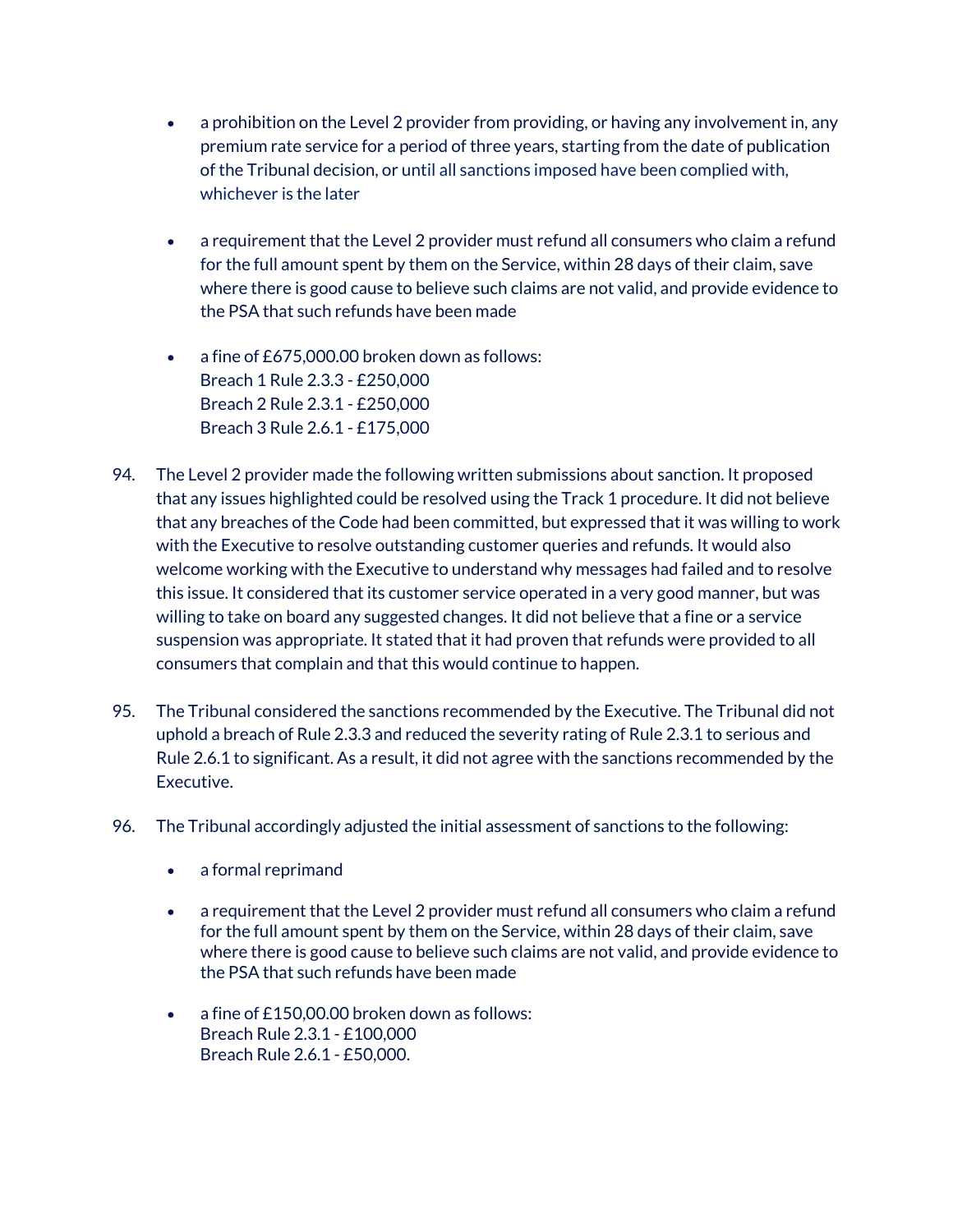- a prohibition on the Level 2 provider from providing, or having any involvement in, any premium rate service for a period of three years, starting from the date of publication of the Tribunal decision, or until all sanctions imposed have been complied with, whichever is the later

- a requirement that the Level 2 provider must refund all consumers who claim a refund for the full amount spent by them on the Service, within 28 days of their claim, save where there is good cause to believe such claims are not valid, and provide evidence to the PSA that such refunds have been made

- a fine of £675,000.00 broken down as follows:
  Breach 1 Rule 2.3.3 - £250,000
  Breach 2 Rule 2.3.1 - £250,000
  Breach 3 Rule 2.6.1 - £175,000

94. The Level 2 provider made the following written submissions about sanction. It proposed that any issues highlighted could be resolved using the Track 1 procedure. It did not believe that any breaches of the Code had been committed, but expressed that it was willing to work with the Executive to resolve outstanding customer queries and refunds. It would also welcome working with the Executive to understand why messages had failed and to resolve this issue. It considered that its customer service operated in a very good manner, but was willing to take on board any suggested changes. It did not believe that a fine or a service suspension was appropriate. It stated that it had proven that refunds were provided to all consumers that complain and that this would continue to happen.

95. The Tribunal considered the sanctions recommended by the Executive. The Tribunal did not uphold a breach of Rule 2.3.3 and reduced the severity rating of Rule 2.3.1 to serious and Rule 2.6.1 to significant. As a result, it did not agree with the sanctions recommended by the Executive.

96. The Tribunal accordingly adjusted the initial assessment of sanctions to the following:

    - a formal reprimand

    - a requirement that the Level 2 provider must refund all consumers who claim a refund for the full amount spent by them on the Service, within 28 days of their claim, save where there is good cause to believe such claims are not valid, and provide evidence to the PSA that such refunds have been made

    - a fine of £150,00.00 broken down as follows:
      Breach Rule 2.3.1 - £100,000
      Breach Rule 2.6.1 - £50,000.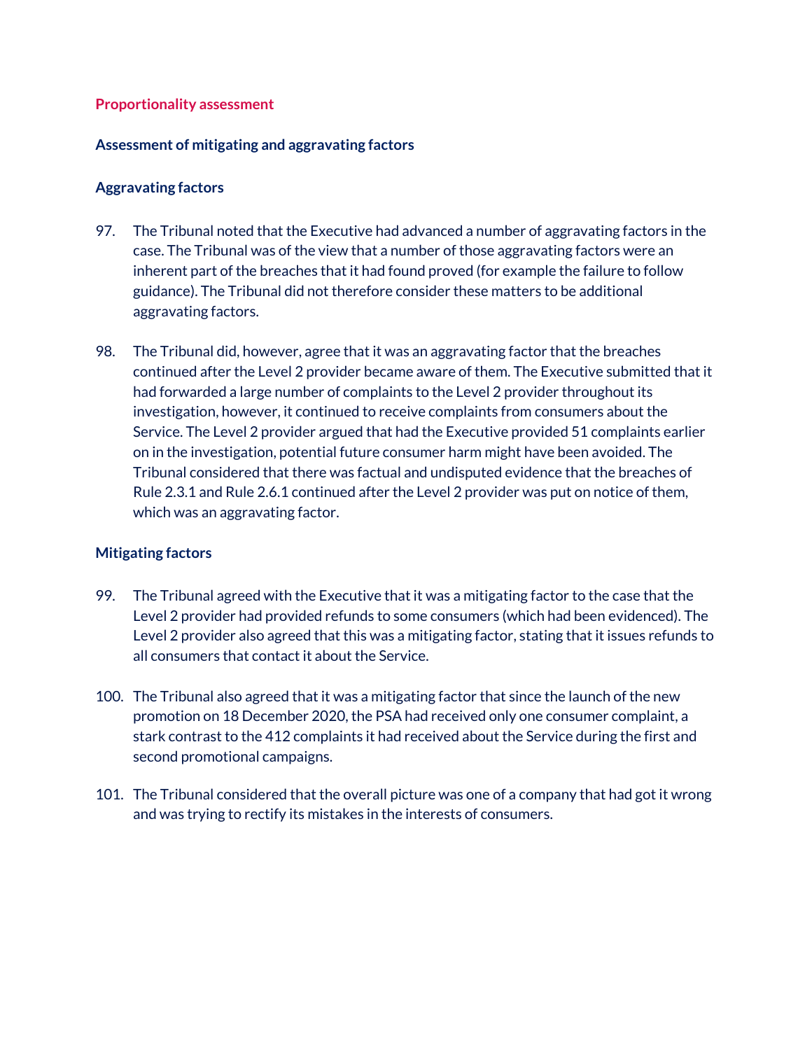## Proportionality assessment

### Assessment of mitigating and aggravating factors

### Aggravating factors

97. The Tribunal noted that the Executive had advanced a number of aggravating factors in the case. The Tribunal was of the view that a number of those aggravating factors were an inherent part of the breaches that it had found proved (for example the failure to follow guidance). The Tribunal did not therefore consider these matters to be additional aggravating factors.

98. The Tribunal did, however, agree that it was an aggravating factor that the breaches continued after the Level 2 provider became aware of them. The Executive submitted that it had forwarded a large number of complaints to the Level 2 provider throughout its investigation, however, it continued to receive complaints from consumers about the Service. The Level 2 provider argued that had the Executive provided 51 complaints earlier on in the investigation, potential future consumer harm might have been avoided. The Tribunal considered that there was factual and undisputed evidence that the breaches of Rule 2.3.1 and Rule 2.6.1 continued after the Level 2 provider was put on notice of them, which was an aggravating factor.

### Mitigating factors

99. The Tribunal agreed with the Executive that it was a mitigating factor to the case that the Level 2 provider had provided refunds to some consumers (which had been evidenced). The Level 2 provider also agreed that this was a mitigating factor, stating that it issues refunds to all consumers that contact it about the Service.

100. The Tribunal also agreed that it was a mitigating factor that since the launch of the new promotion on 18 December 2020, the PSA had received only one consumer complaint, a stark contrast to the 412 complaints it had received about the Service during the first and second promotional campaigns.

101. The Tribunal considered that the overall picture was one of a company that had got it wrong and was trying to rectify its mistakes in the interests of consumers.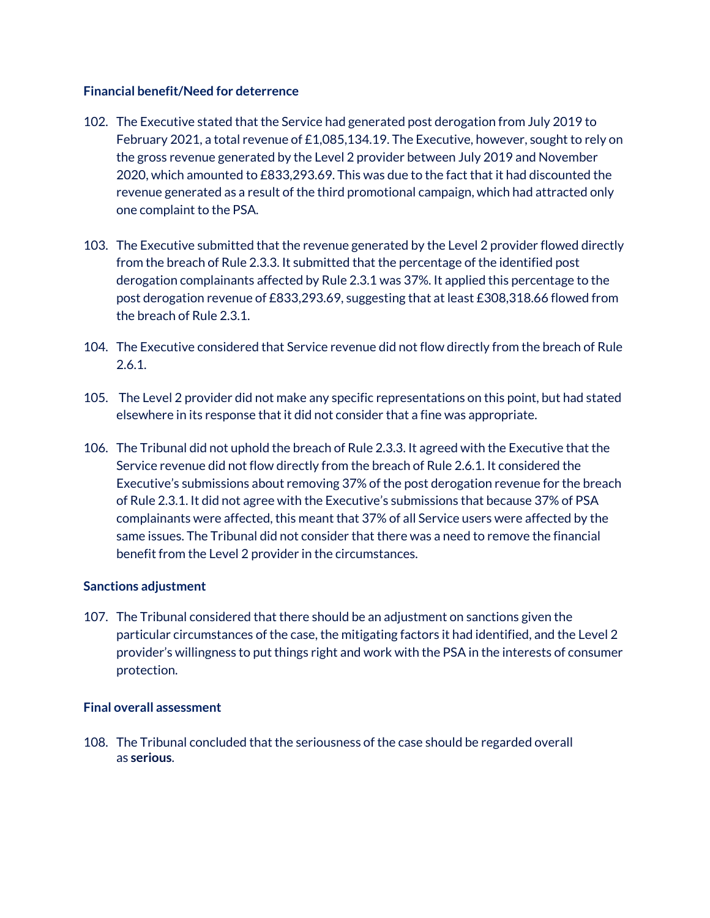### Financial benefit/Need for deterrence

102. The Executive stated that the Service had generated post derogation from July 2019 to February 2021, a total revenue of £1,085,134.19. The Executive, however, sought to rely on the gross revenue generated by the Level 2 provider between July 2019 and November 2020, which amounted to £833,293.69. This was due to the fact that it had discounted the revenue generated as a result of the third promotional campaign, which had attracted only one complaint to the PSA.

103. The Executive submitted that the revenue generated by the Level 2 provider flowed directly from the breach of Rule 2.3.3. It submitted that the percentage of the identified post derogation complainants affected by Rule 2.3.1 was 37%. It applied this percentage to the post derogation revenue of £833,293.69, suggesting that at least £308,318.66 flowed from the breach of Rule 2.3.1.

104. The Executive considered that Service revenue did not flow directly from the breach of Rule 2.6.1.

105. The Level 2 provider did not make any specific representations on this point, but had stated elsewhere in its response that it did not consider that a fine was appropriate.

106. The Tribunal did not uphold the breach of Rule 2.3.3. It agreed with the Executive that the Service revenue did not flow directly from the breach of Rule 2.6.1. It considered the Executive's submissions about removing 37% of the post derogation revenue for the breach of Rule 2.3.1. It did not agree with the Executive's submissions that because 37% of PSA complainants were affected, this meant that 37% of all Service users were affected by the same issues. The Tribunal did not consider that there was a need to remove the financial benefit from the Level 2 provider in the circumstances.

### Sanctions adjustment

107. The Tribunal considered that there should be an adjustment on sanctions given the particular circumstances of the case, the mitigating factors it had identified, and the Level 2 provider's willingness to put things right and work with the PSA in the interests of consumer protection.

### Final overall assessment

108. The Tribunal concluded that the seriousness of the case should be regarded overall as **serious**.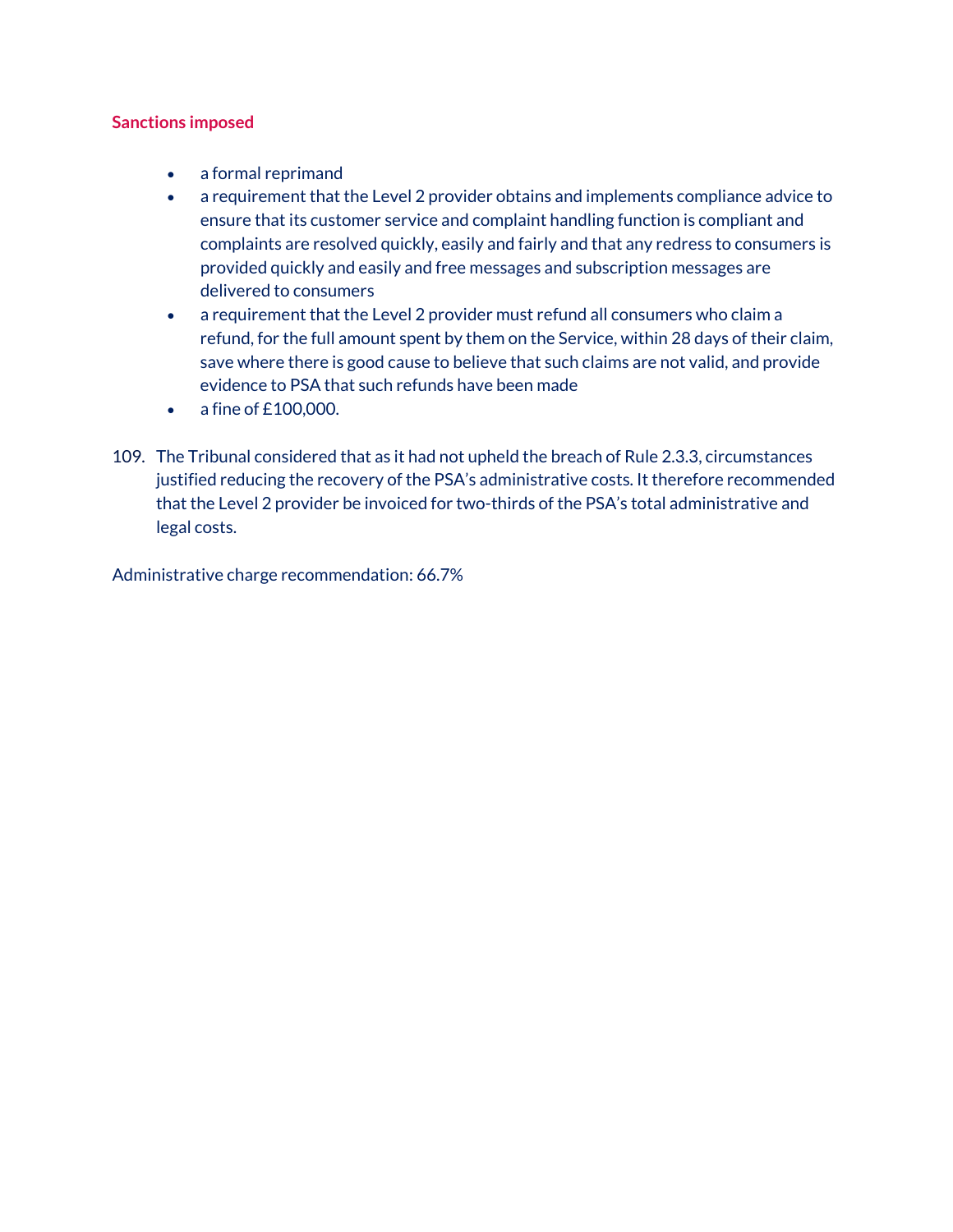**Sanctions imposed**

- a formal reprimand
- a requirement that the Level 2 provider obtains and implements compliance advice to ensure that its customer service and complaint handling function is compliant and complaints are resolved quickly, easily and fairly and that any redress to consumers is provided quickly and easily and free messages and subscription messages are delivered to consumers
- a requirement that the Level 2 provider must refund all consumers who claim a refund, for the full amount spent by them on the Service, within 28 days of their claim, save where there is good cause to believe that such claims are not valid, and provide evidence to PSA that such refunds have been made
- a fine of £100,000.

109. The Tribunal considered that as it had not upheld the breach of Rule 2.3.3, circumstances justified reducing the recovery of the PSA's administrative costs. It therefore recommended that the Level 2 provider be invoiced for two-thirds of the PSA's total administrative and legal costs.

Administrative charge recommendation: 66.7%